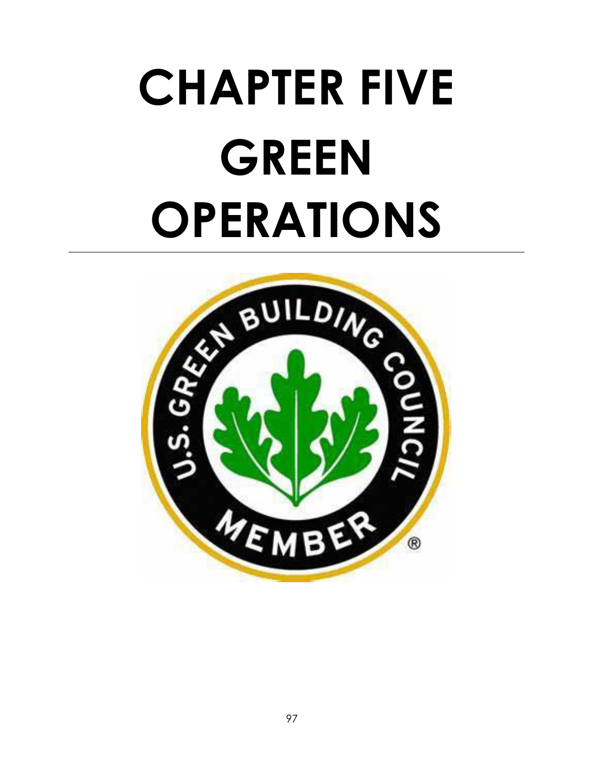# CHAPTER FIVE GREEN OPERATIONS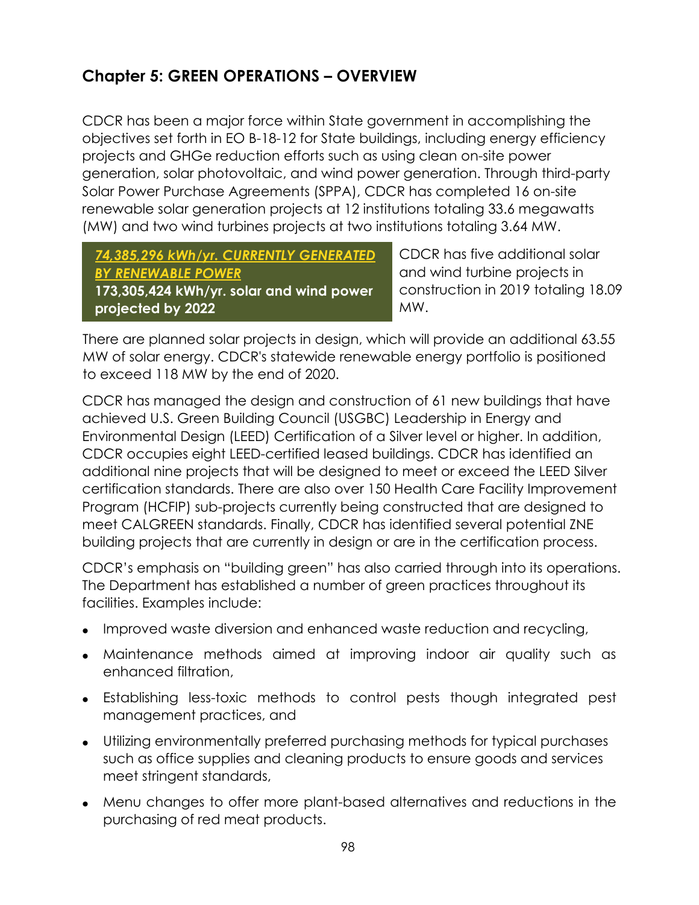## Chapter 5: GREEN OPERATIONS – OVERVIEW

CDCR has been a major force within State government in accomplishing the objectives set forth in EO B-18-12 for State buildings, including energy efficiency projects and GHGe reduction efforts such as using clean on-site power generation, solar photovoltaic, and wind power generation. Through third-party Solar Power Purchase Agreements (SPPA), CDCR has completed 16 on-site renewable solar generation projects at 12 institutions totaling 33.6 megawatts (MW) and two wind turbines projects at two institutions totaling 3.64 MW.

> ***74,385,296 kWh/yr. CURRENTLY GENERATED BY RENEWABLE POWER***
> **173,305,424 kWh/yr. solar and wind power projected by 2022**

CDCR has five additional solar and wind turbine projects in construction in 2019 totaling 18.09 MW.

There are planned solar projects in design, which will provide an additional 63.55 MW of solar energy. CDCR's statewide renewable energy portfolio is positioned to exceed 118 MW by the end of 2020.

CDCR has managed the design and construction of 61 new buildings that have achieved U.S. Green Building Council (USGBC) Leadership in Energy and Environmental Design (LEED) Certification of a Silver level or higher. In addition, CDCR occupies eight LEED-certified leased buildings. CDCR has identified an additional nine projects that will be designed to meet or exceed the LEED Silver certification standards. There are also over 150 Health Care Facility Improvement Program (HCFIP) sub-projects currently being constructed that are designed to meet CALGREEN standards. Finally, CDCR has identified several potential ZNE building projects that are currently in design or are in the certification process.

CDCR's emphasis on "building green" has also carried through into its operations. The Department has established a number of green practices throughout its facilities. Examples include:

- Improved waste diversion and enhanced waste reduction and recycling,
- Maintenance methods aimed at improving indoor air quality such as enhanced filtration,
- Establishing less-toxic methods to control pests though integrated pest management practices, and
- Utilizing environmentally preferred purchasing methods for typical purchases such as office supplies and cleaning products to ensure goods and services meet stringent standards,
- Menu changes to offer more plant-based alternatives and reductions in the purchasing of red meat products.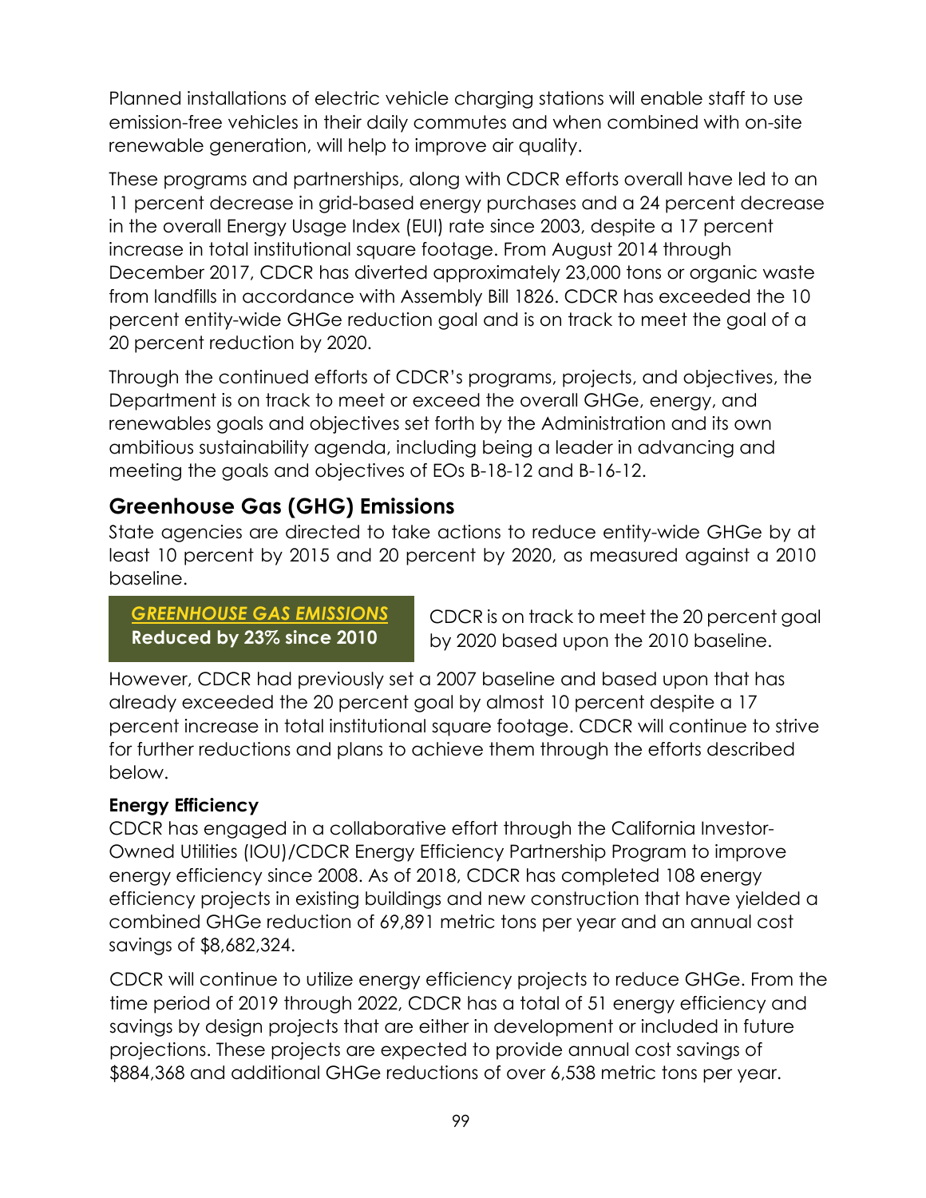Planned installations of electric vehicle charging stations will enable staff to use emission-free vehicles in their daily commutes and when combined with on-site renewable generation, will help to improve air quality.

These programs and partnerships, along with CDCR efforts overall have led to an 11 percent decrease in grid-based energy purchases and a 24 percent decrease in the overall Energy Usage Index (EUI) rate since 2003, despite a 17 percent increase in total institutional square footage. From August 2014 through December 2017, CDCR has diverted approximately 23,000 tons or organic waste from landfills in accordance with Assembly Bill 1826. CDCR has exceeded the 10 percent entity-wide GHGe reduction goal and is on track to meet the goal of a 20 percent reduction by 2020.

Through the continued efforts of CDCR's programs, projects, and objectives, the Department is on track to meet or exceed the overall GHGe, energy, and renewables goals and objectives set forth by the Administration and its own ambitious sustainability agenda, including being a leader in advancing and meeting the goals and objectives of EOs B-18-12 and B-16-12.

## Greenhouse Gas (GHG) Emissions

State agencies are directed to take actions to reduce entity-wide GHGe by at least 10 percent by 2015 and 20 percent by 2020, as measured against a 2010 baseline.

***GREENHOUSE GAS EMISSIONS***
**Reduced by 23% since 2010**

CDCR is on track to meet the 20 percent goal by 2020 based upon the 2010 baseline.

However, CDCR had previously set a 2007 baseline and based upon that has already exceeded the 20 percent goal by almost 10 percent despite a 17 percent increase in total institutional square footage. CDCR will continue to strive for further reductions and plans to achieve them through the efforts described below.

### Energy Efficiency

CDCR has engaged in a collaborative effort through the California Investor-Owned Utilities (IOU)/CDCR Energy Efficiency Partnership Program to improve energy efficiency since 2008. As of 2018, CDCR has completed 108 energy efficiency projects in existing buildings and new construction that have yielded a combined GHGe reduction of 69,891 metric tons per year and an annual cost savings of $8,682,324.

CDCR will continue to utilize energy efficiency projects to reduce GHGe. From the time period of 2019 through 2022, CDCR has a total of 51 energy efficiency and savings by design projects that are either in development or included in future projections. These projects are expected to provide annual cost savings of $884,368 and additional GHGe reductions of over 6,538 metric tons per year.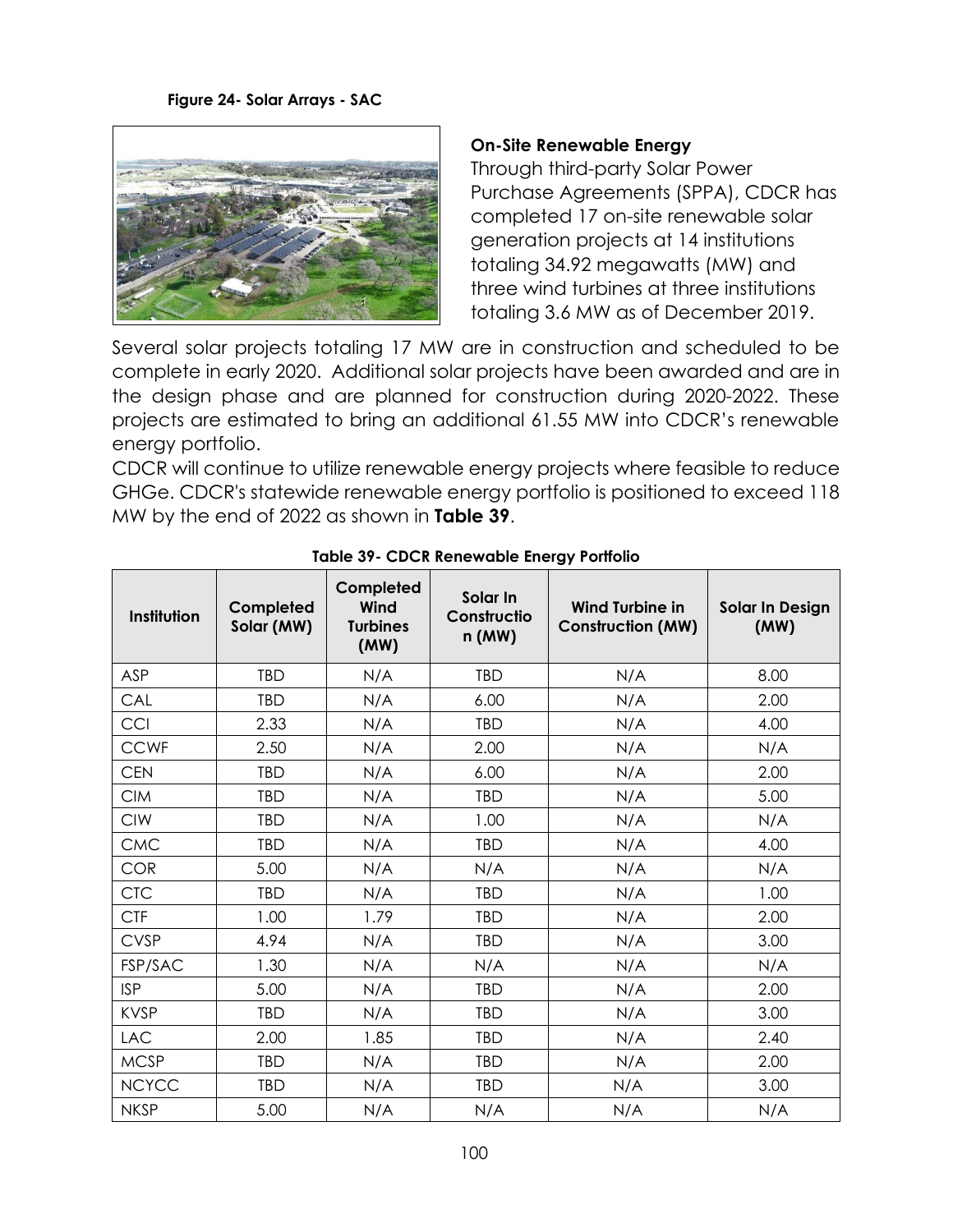**Figure 24- Solar Arrays - SAC**

**On-Site Renewable Energy**

Through third-party Solar Power Purchase Agreements (SPPA), CDCR has completed 17 on-site renewable solar generation projects at 14 institutions totaling 34.92 megawatts (MW) and three wind turbines at three institutions totaling 3.6 MW as of December 2019.

Several solar projects totaling 17 MW are in construction and scheduled to be complete in early 2020. Additional solar projects have been awarded and are in the design phase and are planned for construction during 2020-2022. These projects are estimated to bring an additional 61.55 MW into CDCR's renewable energy portfolio.

CDCR will continue to utilize renewable energy projects where feasible to reduce GHGe. CDCR's statewide renewable energy portfolio is positioned to exceed 118 MW by the end of 2022 as shown in **Table 39**.

**Table 39- CDCR Renewable Energy Portfolio**

| Institution | Completed Solar (MW) | Completed Wind Turbines (MW) | Solar In Construction (MW) | Wind Turbine in Construction (MW) | Solar In Design (MW) |
|---|---|---|---|---|---|
| ASP | TBD | N/A | TBD | N/A | 8.00 |
| CAL | TBD | N/A | 6.00 | N/A | 2.00 |
| CCI | 2.33 | N/A | TBD | N/A | 4.00 |
| CCWF | 2.50 | N/A | 2.00 | N/A | N/A |
| CEN | TBD | N/A | 6.00 | N/A | 2.00 |
| CIM | TBD | N/A | TBD | N/A | 5.00 |
| CIW | TBD | N/A | 1.00 | N/A | N/A |
| CMC | TBD | N/A | TBD | N/A | 4.00 |
| COR | 5.00 | N/A | N/A | N/A | N/A |
| CTC | TBD | N/A | TBD | N/A | 1.00 |
| CTF | 1.00 | 1.79 | TBD | N/A | 2.00 |
| CVSP | 4.94 | N/A | TBD | N/A | 3.00 |
| FSP/SAC | 1.30 | N/A | N/A | N/A | N/A |
| ISP | 5.00 | N/A | TBD | N/A | 2.00 |
| KVSP | TBD | N/A | TBD | N/A | 3.00 |
| LAC | 2.00 | 1.85 | TBD | N/A | 2.40 |
| MCSP | TBD | N/A | TBD | N/A | 2.00 |
| NCYCC | TBD | N/A | TBD | N/A | 3.00 |
| NKSP | 5.00 | N/A | N/A | N/A | N/A |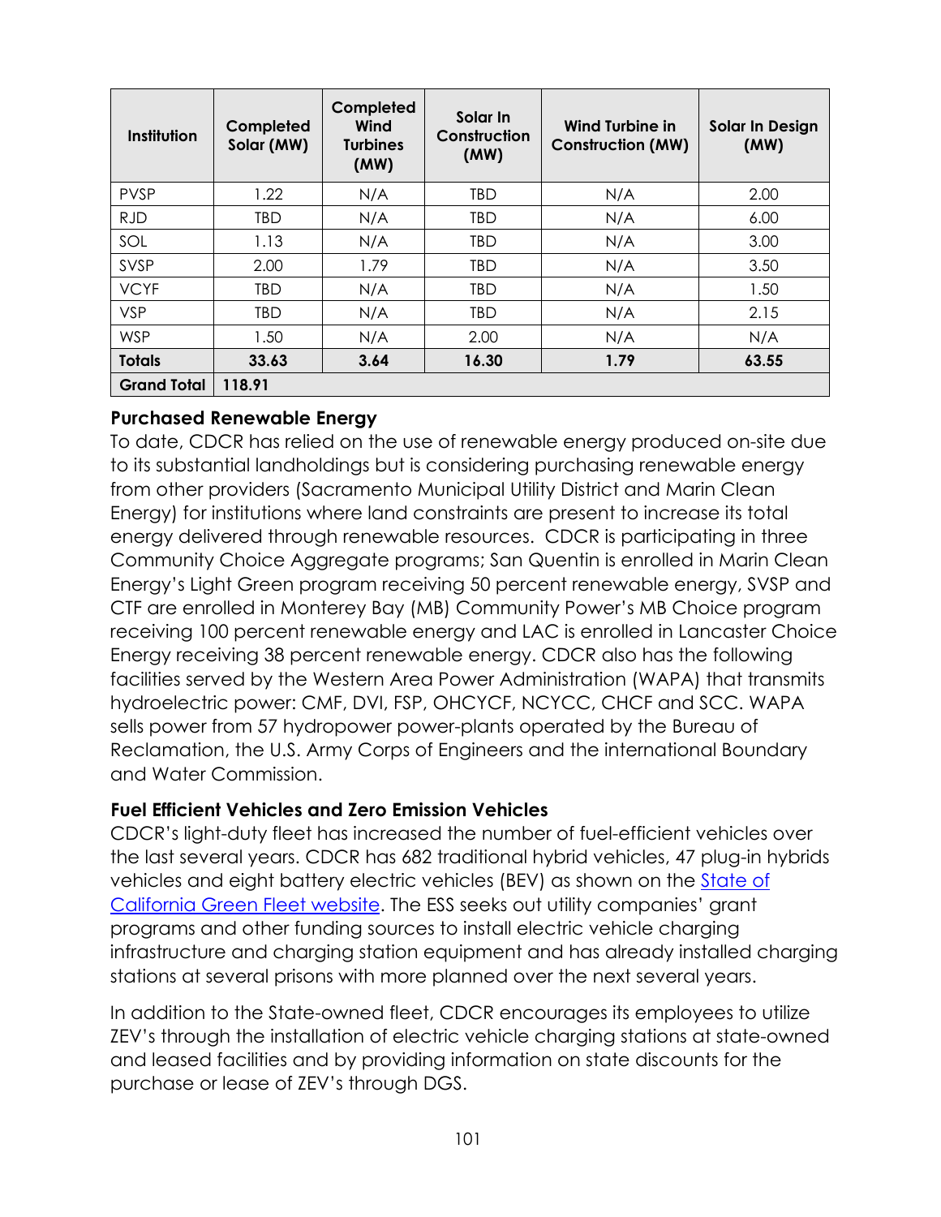| Institution | Completed Solar (MW) | Completed Wind Turbines (MW) | Solar In Construction (MW) | Wind Turbine in Construction (MW) | Solar In Design (MW) |
|---|---|---|---|---|---|
| PVSP | 1.22 | N/A | TBD | N/A | 2.00 |
| RJD | TBD | N/A | TBD | N/A | 6.00 |
| SOL | 1.13 | N/A | TBD | N/A | 3.00 |
| SVSP | 2.00 | 1.79 | TBD | N/A | 3.50 |
| VCYF | TBD | N/A | TBD | N/A | 1.50 |
| VSP | TBD | N/A | TBD | N/A | 2.15 |
| WSP | 1.50 | N/A | 2.00 | N/A | N/A |
| **Totals** | **33.63** | **3.64** | **16.30** | **1.79** | **63.55** |
| **Grand Total** | **118.91** | | | | |

### Purchased Renewable Energy

To date, CDCR has relied on the use of renewable energy produced on-site due to its substantial landholdings but is considering purchasing renewable energy from other providers (Sacramento Municipal Utility District and Marin Clean Energy) for institutions where land constraints are present to increase its total energy delivered through renewable resources. CDCR is participating in three Community Choice Aggregate programs; San Quentin is enrolled in Marin Clean Energy's Light Green program receiving 50 percent renewable energy, SVSP and CTF are enrolled in Monterey Bay (MB) Community Power's MB Choice program receiving 100 percent renewable energy and LAC is enrolled in Lancaster Choice Energy receiving 38 percent renewable energy. CDCR also has the following facilities served by the Western Area Power Administration (WAPA) that transmits hydroelectric power: CMF, DVI, FSP, OHCYCF, NCYCC, CHCF and SCC. WAPA sells power from 57 hydropower power-plants operated by the Bureau of Reclamation, the U.S. Army Corps of Engineers and the international Boundary and Water Commission.

### Fuel Efficient Vehicles and Zero Emission Vehicles

CDCR's light-duty fleet has increased the number of fuel-efficient vehicles over the last several years. CDCR has 682 traditional hybrid vehicles, 47 plug-in hybrids vehicles and eight battery electric vehicles (BEV) as shown on the State of California Green Fleet website. The ESS seeks out utility companies' grant programs and other funding sources to install electric vehicle charging infrastructure and charging station equipment and has already installed charging stations at several prisons with more planned over the next several years.

In addition to the State-owned fleet, CDCR encourages its employees to utilize ZEV's through the installation of electric vehicle charging stations at state-owned and leased facilities and by providing information on state discounts for the purchase or lease of ZEV's through DGS.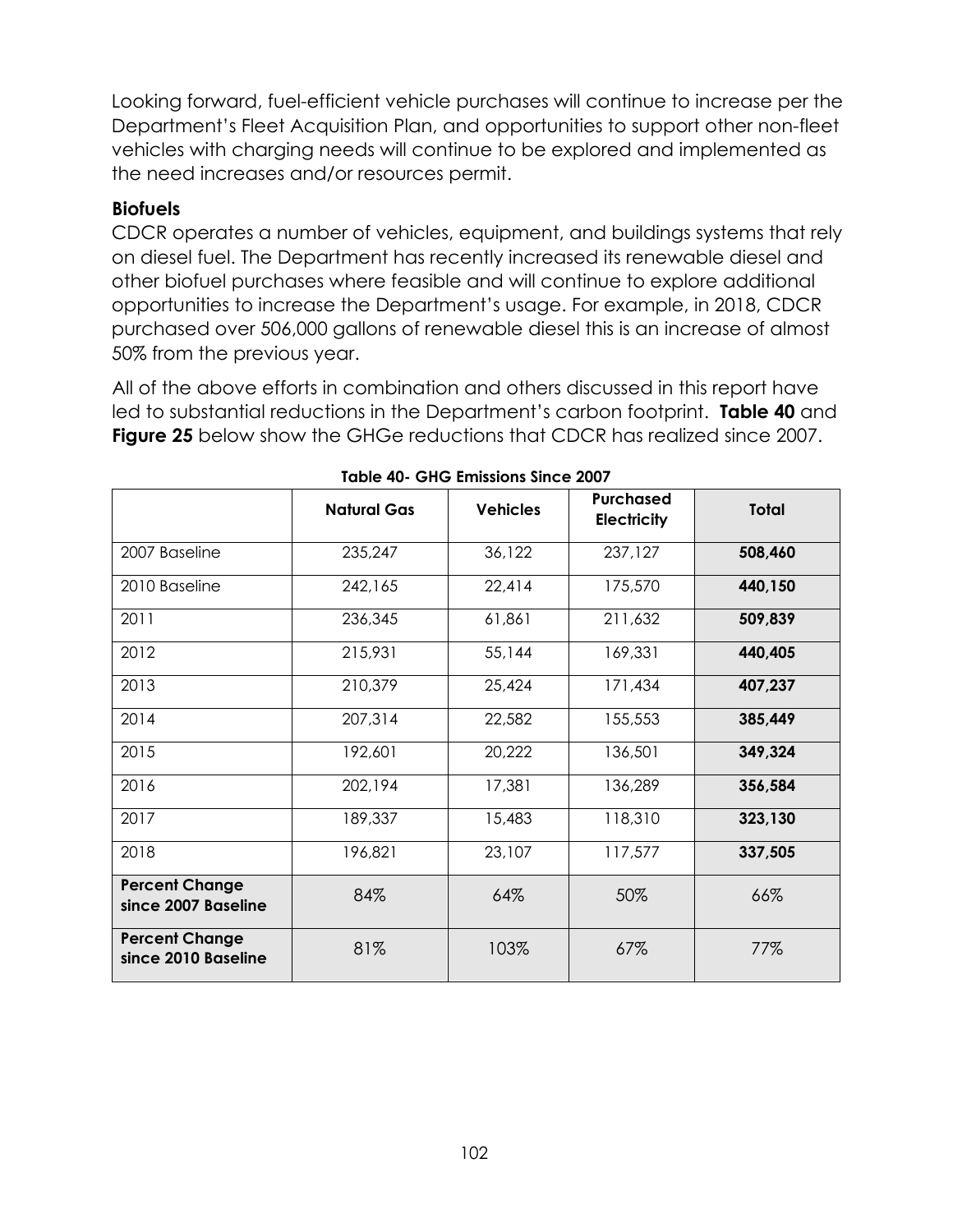Looking forward, fuel-efficient vehicle purchases will continue to increase per the Department's Fleet Acquisition Plan, and opportunities to support other non-fleet vehicles with charging needs will continue to be explored and implemented as the need increases and/or resources permit.

### Biofuels

CDCR operates a number of vehicles, equipment, and buildings systems that rely on diesel fuel. The Department has recently increased its renewable diesel and other biofuel purchases where feasible and will continue to explore additional opportunities to increase the Department's usage. For example, in 2018, CDCR purchased over 506,000 gallons of renewable diesel this is an increase of almost 50% from the previous year.

All of the above efforts in combination and others discussed in this report have led to substantial reductions in the Department's carbon footprint. **Table 40** and **Figure 25** below show the GHGe reductions that CDCR has realized since 2007.

**Table 40- GHG Emissions Since 2007**

| | Natural Gas | Vehicles | Purchased Electricity | Total |
|---|---|---|---|---|
| 2007 Baseline | 235,247 | 36,122 | 237,127 | **508,460** |
| 2010 Baseline | 242,165 | 22,414 | 175,570 | **440,150** |
| 2011 | 236,345 | 61,861 | 211,632 | **509,839** |
| 2012 | 215,931 | 55,144 | 169,331 | **440,405** |
| 2013 | 210,379 | 25,424 | 171,434 | **407,237** |
| 2014 | 207,314 | 22,582 | 155,553 | **385,449** |
| 2015 | 192,601 | 20,222 | 136,501 | **349,324** |
| 2016 | 202,194 | 17,381 | 136,289 | **356,584** |
| 2017 | 189,337 | 15,483 | 118,310 | **323,130** |
| 2018 | 196,821 | 23,107 | 117,577 | **337,505** |
| **Percent Change since 2007 Baseline** | 84% | 64% | 50% | 66% |
| **Percent Change since 2010 Baseline** | 81% | 103% | 67% | 77% |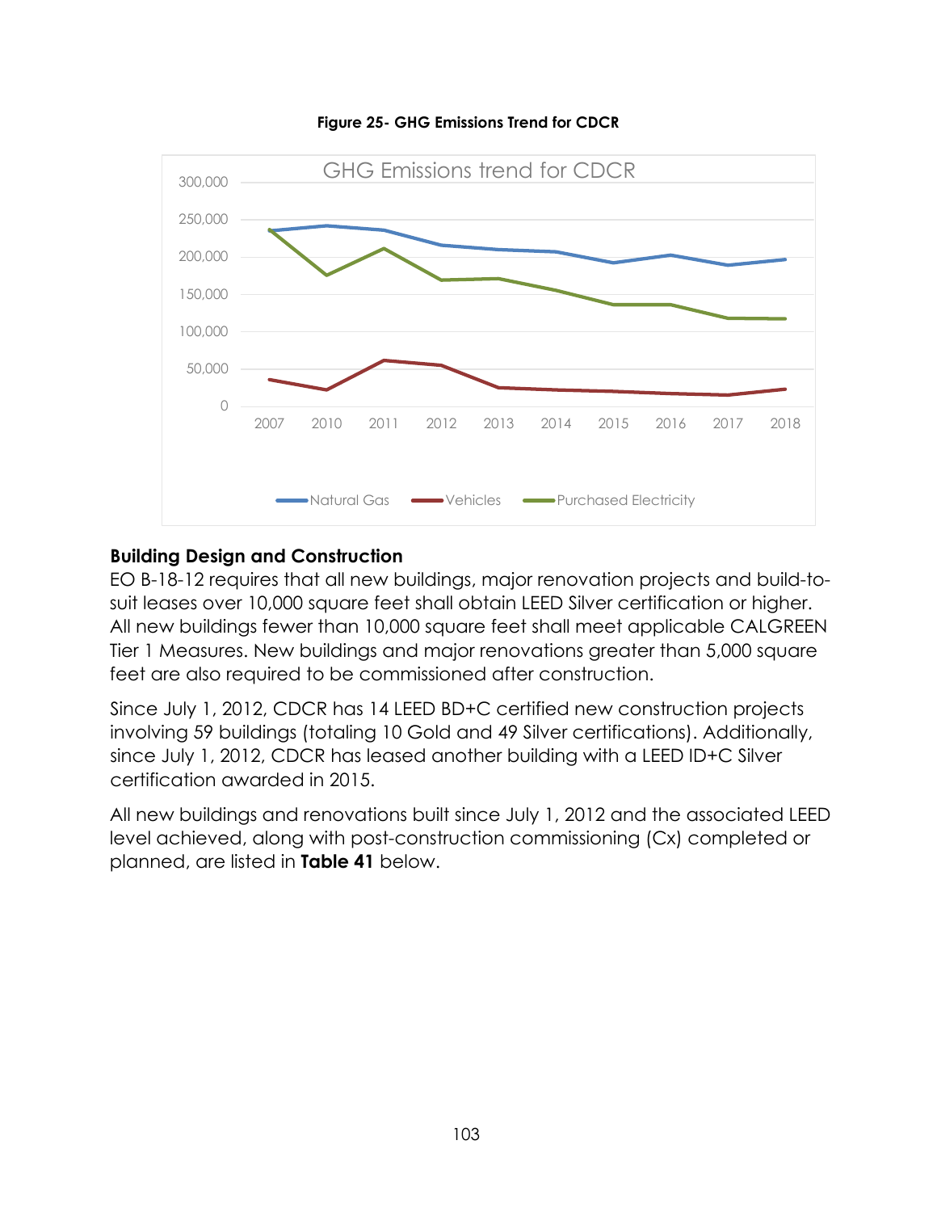**Figure 25- GHG Emissions Trend for CDCR**

### Building Design and Construction

EO B-18-12 requires that all new buildings, major renovation projects and build-to-suit leases over 10,000 square feet shall obtain LEED Silver certification or higher. All new buildings fewer than 10,000 square feet shall meet applicable CALGREEN Tier 1 Measures. New buildings and major renovations greater than 5,000 square feet are also required to be commissioned after construction.

Since July 1, 2012, CDCR has 14 LEED BD+C certified new construction projects involving 59 buildings (totaling 10 Gold and 49 Silver certifications). Additionally, since July 1, 2012, CDCR has leased another building with a LEED ID+C Silver certification awarded in 2015.

All new buildings and renovations built since July 1, 2012 and the associated LEED level achieved, along with post-construction commissioning (Cx) completed or planned, are listed in **Table 41** below.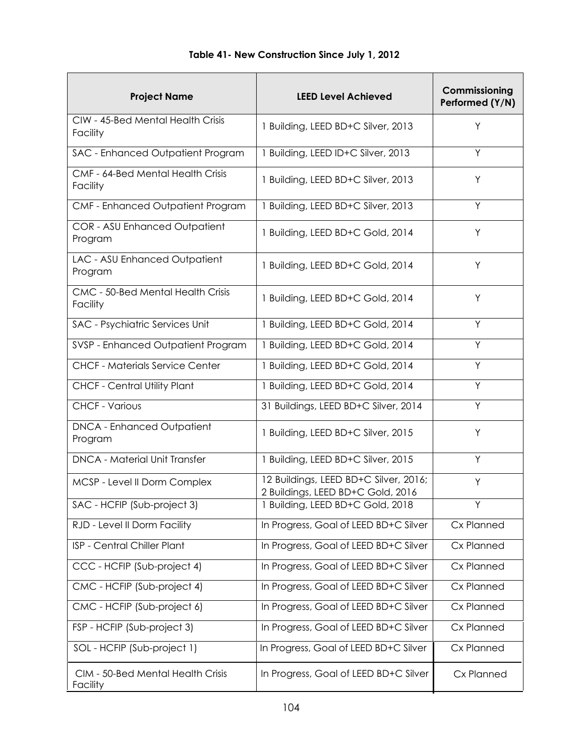**Table 41- New Construction Since July 1, 2012**

| Project Name | LEED Level Achieved | Commissioning Performed (Y/N) |
|---|---|---|
| CIW - 45-Bed Mental Health Crisis Facility | 1 Building, LEED BD+C Silver, 2013 | Y |
| SAC - Enhanced Outpatient Program | 1 Building, LEED ID+C Silver, 2013 | Y |
| CMF - 64-Bed Mental Health Crisis Facility | 1 Building, LEED BD+C Silver, 2013 | Y |
| CMF - Enhanced Outpatient Program | 1 Building, LEED BD+C Silver, 2013 | Y |
| COR - ASU Enhanced Outpatient Program | 1 Building, LEED BD+C Gold, 2014 | Y |
| LAC - ASU Enhanced Outpatient Program | 1 Building, LEED BD+C Gold, 2014 | Y |
| CMC - 50-Bed Mental Health Crisis Facility | 1 Building, LEED BD+C Gold, 2014 | Y |
| SAC - Psychiatric Services Unit | 1 Building, LEED BD+C Gold, 2014 | Y |
| SVSP - Enhanced Outpatient Program | 1 Building, LEED BD+C Gold, 2014 | Y |
| CHCF - Materials Service Center | 1 Building, LEED BD+C Gold, 2014 | Y |
| CHCF - Central Utility Plant | 1 Building, LEED BD+C Gold, 2014 | Y |
| CHCF - Various | 31 Buildings, LEED BD+C Silver, 2014 | Y |
| DNCA - Enhanced Outpatient Program | 1 Building, LEED BD+C Silver, 2015 | Y |
| DNCA - Material Unit Transfer | 1 Building, LEED BD+C Silver, 2015 | Y |
| MCSP - Level II Dorm Complex | 12 Buildings, LEED BD+C Silver, 2016; 2 Buildings, LEED BD+C Gold, 2016 | Y |
| SAC - HCFIP (Sub-project 3) | 1 Building, LEED BD+C Gold, 2018 | Y |
| RJD - Level II Dorm Facility | In Progress, Goal of LEED BD+C Silver | Cx Planned |
| ISP - Central Chiller Plant | In Progress, Goal of LEED BD+C Silver | Cx Planned |
| CCC - HCFIP (Sub-project 4) | In Progress, Goal of LEED BD+C Silver | Cx Planned |
| CMC - HCFIP (Sub-project 4) | In Progress, Goal of LEED BD+C Silver | Cx Planned |
| CMC - HCFIP (Sub-project 6) | In Progress, Goal of LEED BD+C Silver | Cx Planned |
| FSP - HCFIP (Sub-project 3) | In Progress, Goal of LEED BD+C Silver | Cx Planned |
| SOL - HCFIP (Sub-project 1) | In Progress, Goal of LEED BD+C Silver | Cx Planned |
| CIM - 50-Bed Mental Health Crisis Facility | In Progress, Goal of LEED BD+C Silver | Cx Planned |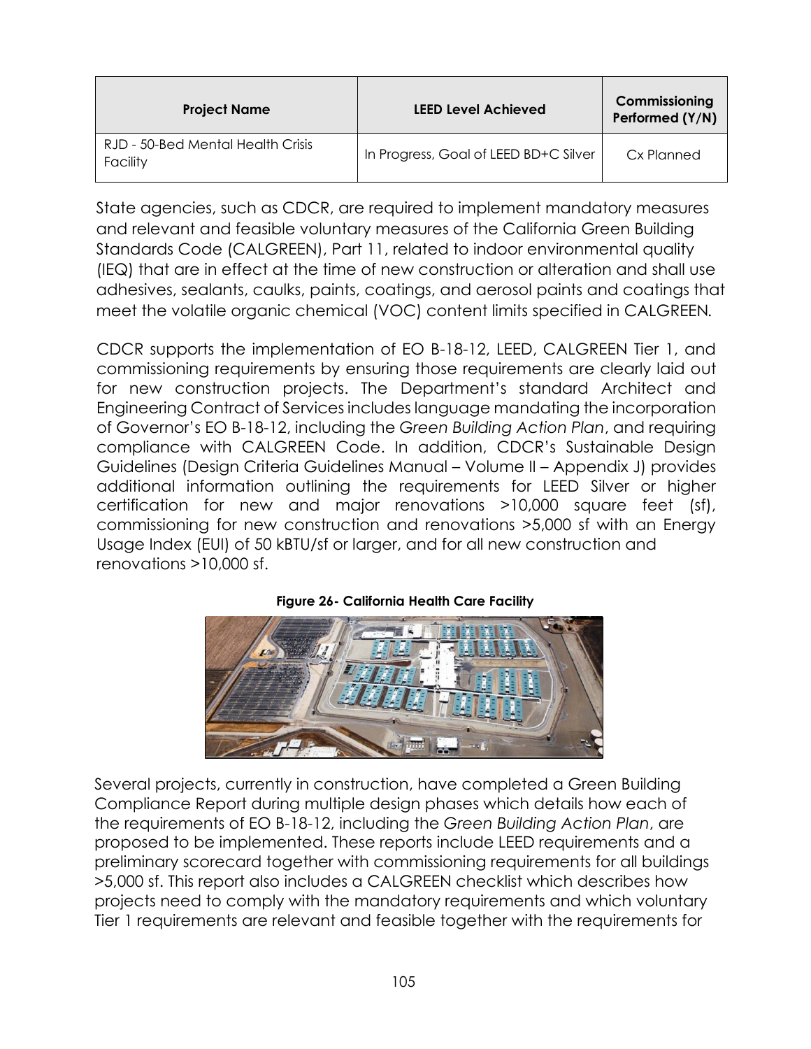| Project Name | LEED Level Achieved | Commissioning Performed (Y/N) |
|---|---|---|
| RJD - 50-Bed Mental Health Crisis Facility | In Progress, Goal of LEED BD+C Silver | Cx Planned |

State agencies, such as CDCR, are required to implement mandatory measures and relevant and feasible voluntary measures of the California Green Building Standards Code (CALGREEN), Part 11, related to indoor environmental quality (IEQ) that are in effect at the time of new construction or alteration and shall use adhesives, sealants, caulks, paints, coatings, and aerosol paints and coatings that meet the volatile organic chemical (VOC) content limits specified in CALGREEN.

CDCR supports the implementation of EO B-18-12, LEED, CALGREEN Tier 1, and commissioning requirements by ensuring those requirements are clearly laid out for new construction projects. The Department's standard Architect and Engineering Contract of Services includes language mandating the incorporation of Governor's EO B-18-12, including the *Green Building Action Plan*, and requiring compliance with CALGREEN Code. In addition, CDCR's Sustainable Design Guidelines (Design Criteria Guidelines Manual – Volume II – Appendix J) provides additional information outlining the requirements for LEED Silver or higher certification for new and major renovations >10,000 square feet (sf), commissioning for new construction and renovations >5,000 sf with an Energy Usage Index (EUI) of 50 kBTU/sf or larger, and for all new construction and renovations >10,000 sf.

**Figure 26- California Health Care Facility**

Several projects, currently in construction, have completed a Green Building Compliance Report during multiple design phases which details how each of the requirements of EO B-18-12, including the *Green Building Action Plan*, are proposed to be implemented. These reports include LEED requirements and a preliminary scorecard together with commissioning requirements for all buildings >5,000 sf. This report also includes a CALGREEN checklist which describes how projects need to comply with the mandatory requirements and which voluntary Tier 1 requirements are relevant and feasible together with the requirements for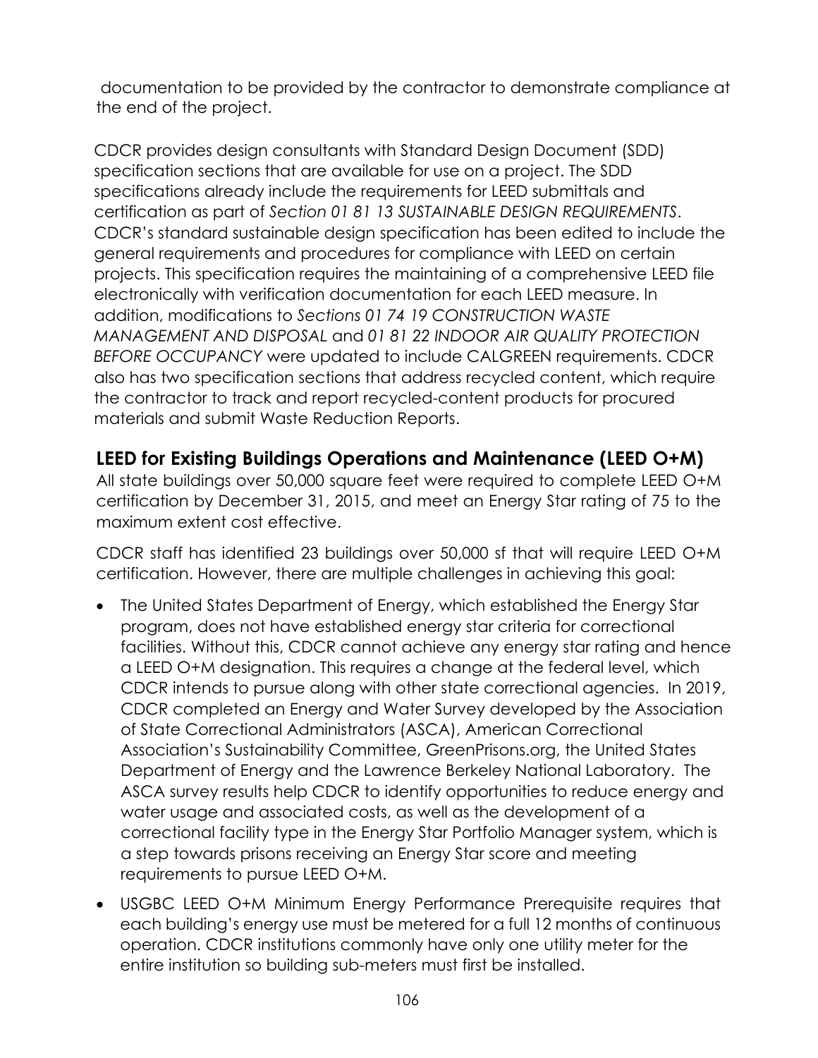documentation to be provided by the contractor to demonstrate compliance at the end of the project.

CDCR provides design consultants with Standard Design Document (SDD) specification sections that are available for use on a project. The SDD specifications already include the requirements for LEED submittals and certification as part of *Section 01 81 13 SUSTAINABLE DESIGN REQUIREMENTS*. CDCR's standard sustainable design specification has been edited to include the general requirements and procedures for compliance with LEED on certain projects. This specification requires the maintaining of a comprehensive LEED file electronically with verification documentation for each LEED measure. In addition, modifications to *Sections 01 74 19 CONSTRUCTION WASTE MANAGEMENT AND DISPOSAL* and *01 81 22 INDOOR AIR QUALITY PROTECTION BEFORE OCCUPANCY* were updated to include CALGREEN requirements. CDCR also has two specification sections that address recycled content, which require the contractor to track and report recycled-content products for procured materials and submit Waste Reduction Reports.

## LEED for Existing Buildings Operations and Maintenance (LEED O+M)

All state buildings over 50,000 square feet were required to complete LEED O+M certification by December 31, 2015, and meet an Energy Star rating of 75 to the maximum extent cost effective.

CDCR staff has identified 23 buildings over 50,000 sf that will require LEED O+M certification. However, there are multiple challenges in achieving this goal:

- The United States Department of Energy, which established the Energy Star program, does not have established energy star criteria for correctional facilities. Without this, CDCR cannot achieve any energy star rating and hence a LEED O+M designation. This requires a change at the federal level, which CDCR intends to pursue along with other state correctional agencies. In 2019, CDCR completed an Energy and Water Survey developed by the Association of State Correctional Administrators (ASCA), American Correctional Association's Sustainability Committee, GreenPrisons.org, the United States Department of Energy and the Lawrence Berkeley National Laboratory. The ASCA survey results help CDCR to identify opportunities to reduce energy and water usage and associated costs, as well as the development of a correctional facility type in the Energy Star Portfolio Manager system, which is a step towards prisons receiving an Energy Star score and meeting requirements to pursue LEED O+M.
- USGBC LEED O+M Minimum Energy Performance Prerequisite requires that each building's energy use must be metered for a full 12 months of continuous operation. CDCR institutions commonly have only one utility meter for the entire institution so building sub-meters must first be installed.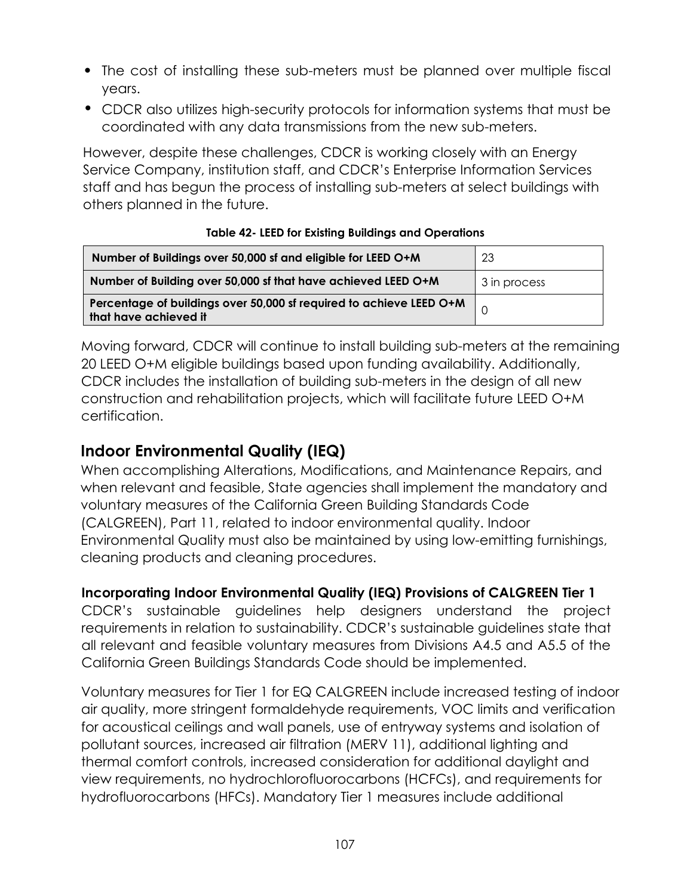- The cost of installing these sub-meters must be planned over multiple fiscal years.
- CDCR also utilizes high-security protocols for information systems that must be coordinated with any data transmissions from the new sub-meters.

However, despite these challenges, CDCR is working closely with an Energy Service Company, institution staff, and CDCR's Enterprise Information Services staff and has begun the process of installing sub-meters at select buildings with others planned in the future.

**Table 42- LEED for Existing Buildings and Operations**

| | |
|---|---|
| **Number of Buildings over 50,000 sf and eligible for LEED O+M** | 23 |
| **Number of Building over 50,000 sf that have achieved LEED O+M** | 3 in process |
| **Percentage of buildings over 50,000 sf required to achieve LEED O+M that have achieved it** | 0 |

Moving forward, CDCR will continue to install building sub-meters at the remaining 20 LEED O+M eligible buildings based upon funding availability. Additionally, CDCR includes the installation of building sub-meters in the design of all new construction and rehabilitation projects, which will facilitate future LEED O+M certification.

## Indoor Environmental Quality (IEQ)

When accomplishing Alterations, Modifications, and Maintenance Repairs, and when relevant and feasible, State agencies shall implement the mandatory and voluntary measures of the California Green Building Standards Code (CALGREEN), Part 11, related to indoor environmental quality. Indoor Environmental Quality must also be maintained by using low-emitting furnishings, cleaning products and cleaning procedures.

### Incorporating Indoor Environmental Quality (IEQ) Provisions of CALGREEN Tier 1

CDCR's sustainable guidelines help designers understand the project requirements in relation to sustainability. CDCR's sustainable guidelines state that all relevant and feasible voluntary measures from Divisions A4.5 and A5.5 of the California Green Buildings Standards Code should be implemented.

Voluntary measures for Tier 1 for EQ CALGREEN include increased testing of indoor air quality, more stringent formaldehyde requirements, VOC limits and verification for acoustical ceilings and wall panels, use of entryway systems and isolation of pollutant sources, increased air filtration (MERV 11), additional lighting and thermal comfort controls, increased consideration for additional daylight and view requirements, no hydrochlorofluorocarbons (HCFCs), and requirements for hydrofluorocarbons (HFCs). Mandatory Tier 1 measures include additional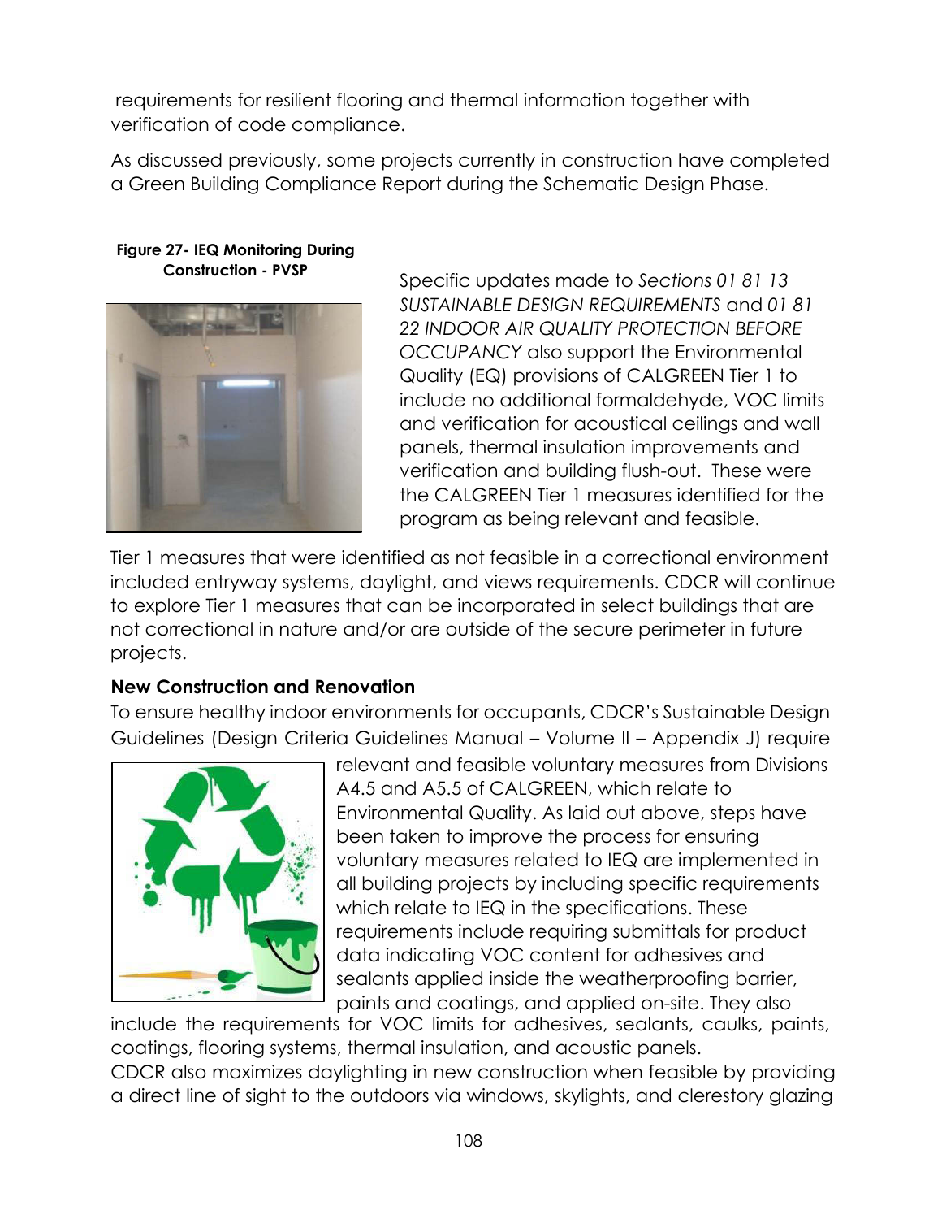requirements for resilient flooring and thermal information together with verification of code compliance.

As discussed previously, some projects currently in construction have completed a Green Building Compliance Report during the Schematic Design Phase.

**Figure 27- IEQ Monitoring During Construction - PVSP**

Specific updates made to *Sections 01 81 13 SUSTAINABLE DESIGN REQUIREMENTS* and *01 81 22 INDOOR AIR QUALITY PROTECTION BEFORE OCCUPANCY* also support the Environmental Quality (EQ) provisions of CALGREEN Tier 1 to include no additional formaldehyde, VOC limits and verification for acoustical ceilings and wall panels, thermal insulation improvements and verification and building flush-out. These were the CALGREEN Tier 1 measures identified for the program as being relevant and feasible.

Tier 1 measures that were identified as not feasible in a correctional environment included entryway systems, daylight, and views requirements. CDCR will continue to explore Tier 1 measures that can be incorporated in select buildings that are not correctional in nature and/or are outside of the secure perimeter in future projects.

**New Construction and Renovation**

To ensure healthy indoor environments for occupants, CDCR's Sustainable Design Guidelines (Design Criteria Guidelines Manual – Volume II – Appendix J) require relevant and feasible voluntary measures from Divisions A4.5 and A5.5 of CALGREEN, which relate to Environmental Quality. As laid out above, steps have been taken to improve the process for ensuring voluntary measures related to IEQ are implemented in all building projects by including specific requirements which relate to IEQ in the specifications. These requirements include requiring submittals for product data indicating VOC content for adhesives and sealants applied inside the weatherproofing barrier, paints and coatings, and applied on-site. They also include the requirements for VOC limits for adhesives, sealants, caulks, paints, coatings, flooring systems, thermal insulation, and acoustic panels.

CDCR also maximizes daylighting in new construction when feasible by providing a direct line of sight to the outdoors via windows, skylights, and clerestory glazing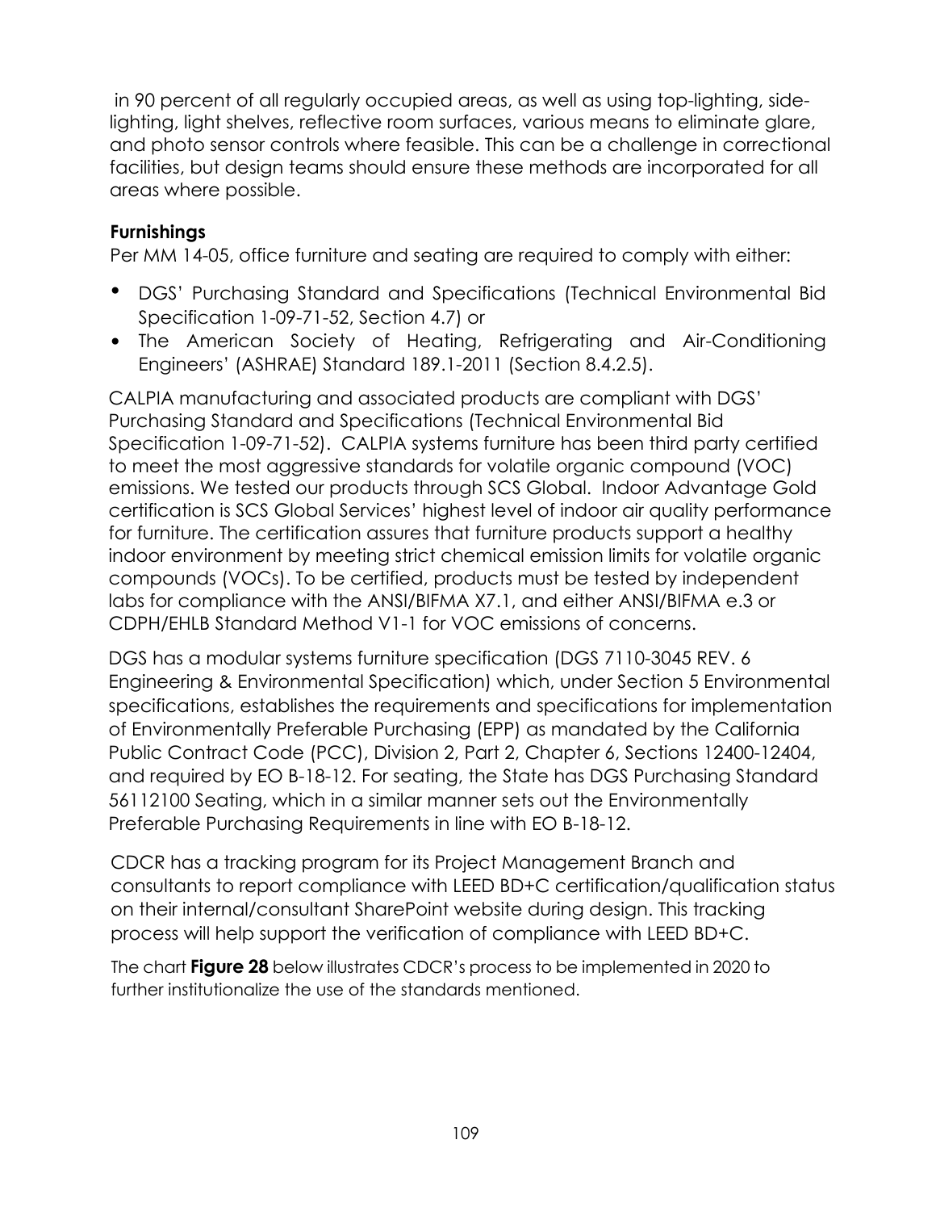in 90 percent of all regularly occupied areas, as well as using top-lighting, side-lighting, light shelves, reflective room surfaces, various means to eliminate glare, and photo sensor controls where feasible. This can be a challenge in correctional facilities, but design teams should ensure these methods are incorporated for all areas where possible.

### Furnishings

Per MM 14-05, office furniture and seating are required to comply with either:

- DGS' Purchasing Standard and Specifications (Technical Environmental Bid Specification 1-09-71-52, Section 4.7) or
- The American Society of Heating, Refrigerating and Air-Conditioning Engineers' (ASHRAE) Standard 189.1-2011 (Section 8.4.2.5).

CALPIA manufacturing and associated products are compliant with DGS' Purchasing Standard and Specifications (Technical Environmental Bid Specification 1-09-71-52). CALPIA systems furniture has been third party certified to meet the most aggressive standards for volatile organic compound (VOC) emissions. We tested our products through SCS Global. Indoor Advantage Gold certification is SCS Global Services' highest level of indoor air quality performance for furniture. The certification assures that furniture products support a healthy indoor environment by meeting strict chemical emission limits for volatile organic compounds (VOCs). To be certified, products must be tested by independent labs for compliance with the ANSI/BIFMA X7.1, and either ANSI/BIFMA e.3 or CDPH/EHLB Standard Method V1-1 for VOC emissions of concerns.

DGS has a modular systems furniture specification (DGS 7110-3045 REV. 6 Engineering & Environmental Specification) which, under Section 5 Environmental specifications, establishes the requirements and specifications for implementation of Environmentally Preferable Purchasing (EPP) as mandated by the California Public Contract Code (PCC), Division 2, Part 2, Chapter 6, Sections 12400-12404, and required by EO B-18-12. For seating, the State has DGS Purchasing Standard 56112100 Seating, which in a similar manner sets out the Environmentally Preferable Purchasing Requirements in line with EO B-18-12.

CDCR has a tracking program for its Project Management Branch and consultants to report compliance with LEED BD+C certification/qualification status on their internal/consultant SharePoint website during design. This tracking process will help support the verification of compliance with LEED BD+C.

The chart **Figure 28** below illustrates CDCR's process to be implemented in 2020 to further institutionalize the use of the standards mentioned.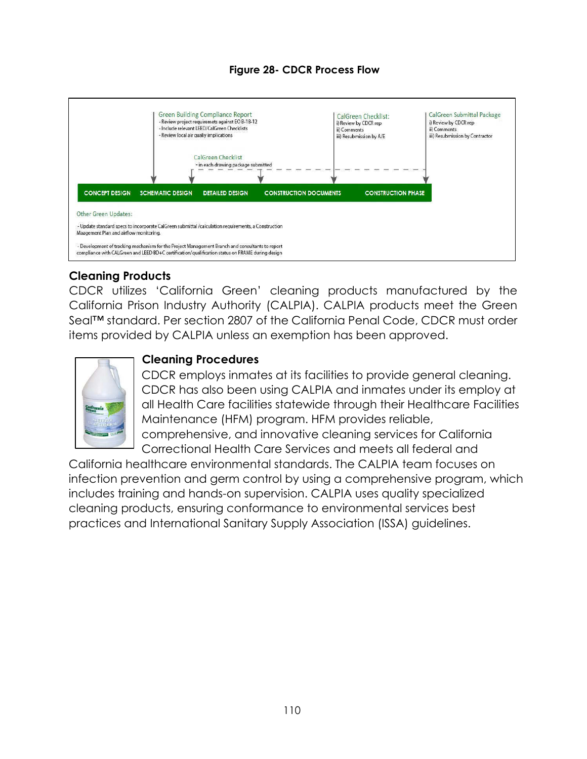**Figure 28- CDCR Process Flow**

Green Building Compliance Report
- Review project requirements against EO B-18-12
- Include relevant LEED/CalGreen Checklists
- Review local air qualiy implications

CalGreen Checklist
- in each drawing package submitted

CalGreen Checklist:
i) Review by CDCR rep
ii) Comments
iii) Resubmission by A/E

CalGreen Submittal Package
i) Review by CDCR rep
ii) Comments
iii) Resubmission by Contractor

CONCEPT DESIGN | SCHEMATIC DESIGN | DETAILED DESIGN | CONSTRUCTION DOCUMENTS | CONSTRUCTION PHASE

Other Green Updates:

- Update standard specs to incorporate CalGreen submittal /calculation requirements, a Construction Maagement Plan and airflow monitoring.

- Development of tracking mechanism for the Project Management Branch and consultants to report compliance with CALGreen and LEED BD+C certification/qualification status on FRAME during design

## Cleaning Products

CDCR utilizes 'California Green' cleaning products manufactured by the California Prison Industry Authority (CALPIA). CALPIA products meet the Green Seal™ standard. Per section 2807 of the California Penal Code, CDCR must order items provided by CALPIA unless an exemption has been approved.

## Cleaning Procedures

CDCR employs inmates at its facilities to provide general cleaning. CDCR has also been using CALPIA and inmates under its employ at all Health Care facilities statewide through their Healthcare Facilities Maintenance (HFM) program. HFM provides reliable, comprehensive, and innovative cleaning services for California Correctional Health Care Services and meets all federal and California healthcare environmental standards. The CALPIA team focuses on infection prevention and germ control by using a comprehensive program, which includes training and hands-on supervision. CALPIA uses quality specialized cleaning products, ensuring conformance to environmental services best practices and International Sanitary Supply Association (ISSA) guidelines.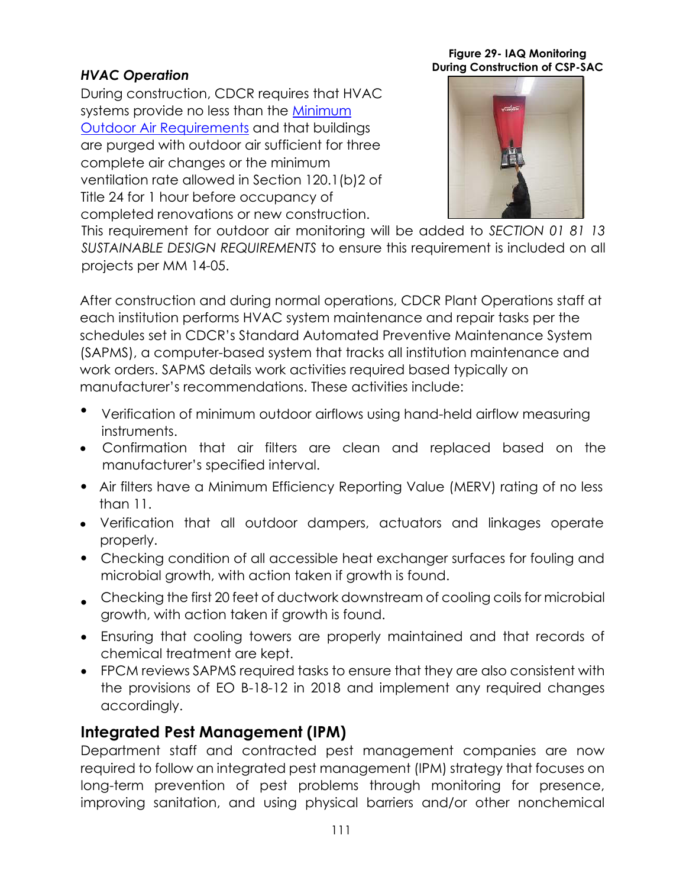### *HVAC Operation*

Figure 29- IAQ Monitoring During Construction of CSP-SAC

During construction, CDCR requires that HVAC systems provide no less than the Minimum Outdoor Air Requirements and that buildings are purged with outdoor air sufficient for three complete air changes or the minimum ventilation rate allowed in Section 120.1(b)2 of Title 24 for 1 hour before occupancy of completed renovations or new construction. This requirement for outdoor air monitoring will be added to *SECTION 01 81 13 SUSTAINABLE DESIGN REQUIREMENTS* to ensure this requirement is included on all projects per MM 14-05.

After construction and during normal operations, CDCR Plant Operations staff at each institution performs HVAC system maintenance and repair tasks per the schedules set in CDCR's Standard Automated Preventive Maintenance System (SAPMS), a computer-based system that tracks all institution maintenance and work orders. SAPMS details work activities required based typically on manufacturer's recommendations. These activities include:

- Verification of minimum outdoor airflows using hand-held airflow measuring instruments.
- Confirmation that air filters are clean and replaced based on the manufacturer's specified interval.
- Air filters have a Minimum Efficiency Reporting Value (MERV) rating of no less than 11.
- Verification that all outdoor dampers, actuators and linkages operate properly.
- Checking condition of all accessible heat exchanger surfaces for fouling and microbial growth, with action taken if growth is found.
- Checking the first 20 feet of ductwork downstream of cooling coils for microbial growth, with action taken if growth is found.
- Ensuring that cooling towers are properly maintained and that records of chemical treatment are kept.
- FPCM reviews SAPMS required tasks to ensure that they are also consistent with the provisions of EO B-18-12 in 2018 and implement any required changes accordingly.

## Integrated Pest Management (IPM)

Department staff and contracted pest management companies are now required to follow an integrated pest management (IPM) strategy that focuses on long-term prevention of pest problems through monitoring for presence, improving sanitation, and using physical barriers and/or other nonchemical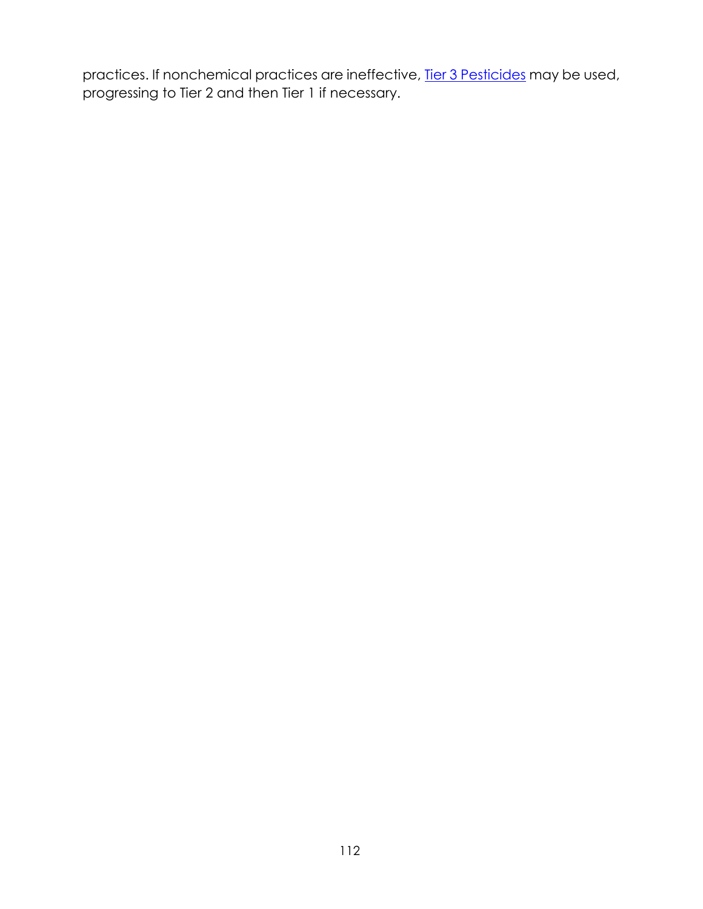practices. If nonchemical practices are ineffective, [Tier 3 Pesticides] may be used, progressing to Tier 2 and then Tier 1 if necessary.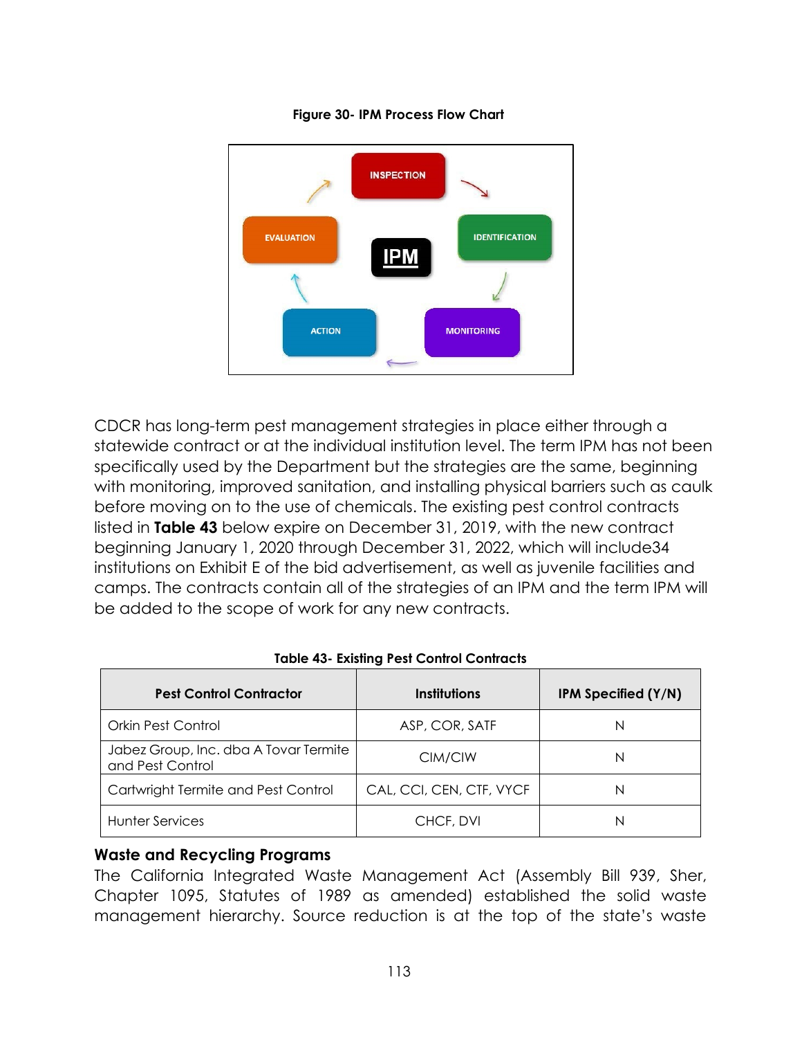**Figure 30- IPM Process Flow Chart**

CDCR has long-term pest management strategies in place either through a statewide contract or at the individual institution level. The term IPM has not been specifically used by the Department but the strategies are the same, beginning with monitoring, improved sanitation, and installing physical barriers such as caulk before moving on to the use of chemicals. The existing pest control contracts listed in **Table 43** below expire on December 31, 2019, with the new contract beginning January 1, 2020 through December 31, 2022, which will include34 institutions on Exhibit E of the bid advertisement, as well as juvenile facilities and camps. The contracts contain all of the strategies of an IPM and the term IPM will be added to the scope of work for any new contracts.

**Table 43- Existing Pest Control Contracts**

| Pest Control Contractor | Institutions | IPM Specified (Y/N) |
|---|---|---|
| Orkin Pest Control | ASP, COR, SATF | N |
| Jabez Group, Inc. dba A Tovar Termite and Pest Control | CIM/CIW | N |
| Cartwright Termite and Pest Control | CAL, CCI, CEN, CTF, VYCF | N |
| Hunter Services | CHCF, DVI | N |

### Waste and Recycling Programs

The California Integrated Waste Management Act (Assembly Bill 939, Sher, Chapter 1095, Statutes of 1989 as amended) established the solid waste management hierarchy. Source reduction is at the top of the state's waste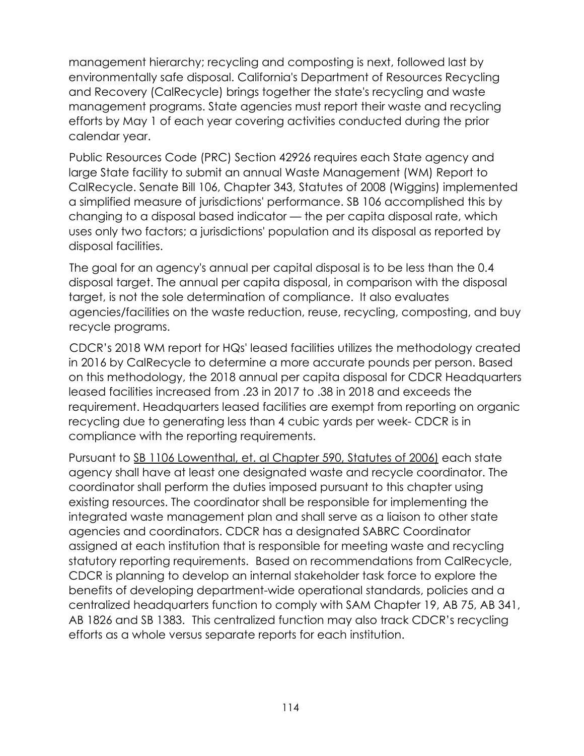management hierarchy; recycling and composting is next, followed last by environmentally safe disposal. California's Department of Resources Recycling and Recovery (CalRecycle) brings together the state's recycling and waste management programs. State agencies must report their waste and recycling efforts by May 1 of each year covering activities conducted during the prior calendar year.

Public Resources Code (PRC) Section 42926 requires each State agency and large State facility to submit an annual Waste Management (WM) Report to CalRecycle. Senate Bill 106, Chapter 343, Statutes of 2008 (Wiggins) implemented a simplified measure of jurisdictions' performance. SB 106 accomplished this by changing to a disposal based indicator — the per capita disposal rate, which uses only two factors; a jurisdictions' population and its disposal as reported by disposal facilities.

The goal for an agency's annual per capital disposal is to be less than the 0.4 disposal target. The annual per capita disposal, in comparison with the disposal target, is not the sole determination of compliance. It also evaluates agencies/facilities on the waste reduction, reuse, recycling, composting, and buy recycle programs.

CDCR's 2018 WM report for HQs' leased facilities utilizes the methodology created in 2016 by CalRecycle to determine a more accurate pounds per person. Based on this methodology, the 2018 annual per capita disposal for CDCR Headquarters leased facilities increased from .23 in 2017 to .38 in 2018 and exceeds the requirement. Headquarters leased facilities are exempt from reporting on organic recycling due to generating less than 4 cubic yards per week- CDCR is in compliance with the reporting requirements.

Pursuant to <u>SB 1106 Lowenthal, et. al Chapter 590, Statutes of 2006)</u> each state agency shall have at least one designated waste and recycle coordinator. The coordinator shall perform the duties imposed pursuant to this chapter using existing resources. The coordinator shall be responsible for implementing the integrated waste management plan and shall serve as a liaison to other state agencies and coordinators. CDCR has a designated SABRC Coordinator assigned at each institution that is responsible for meeting waste and recycling statutory reporting requirements. Based on recommendations from CalRecycle, CDCR is planning to develop an internal stakeholder task force to explore the benefits of developing department-wide operational standards, policies and a centralized headquarters function to comply with SAM Chapter 19, AB 75, AB 341, AB 1826 and SB 1383. This centralized function may also track CDCR's recycling efforts as a whole versus separate reports for each institution.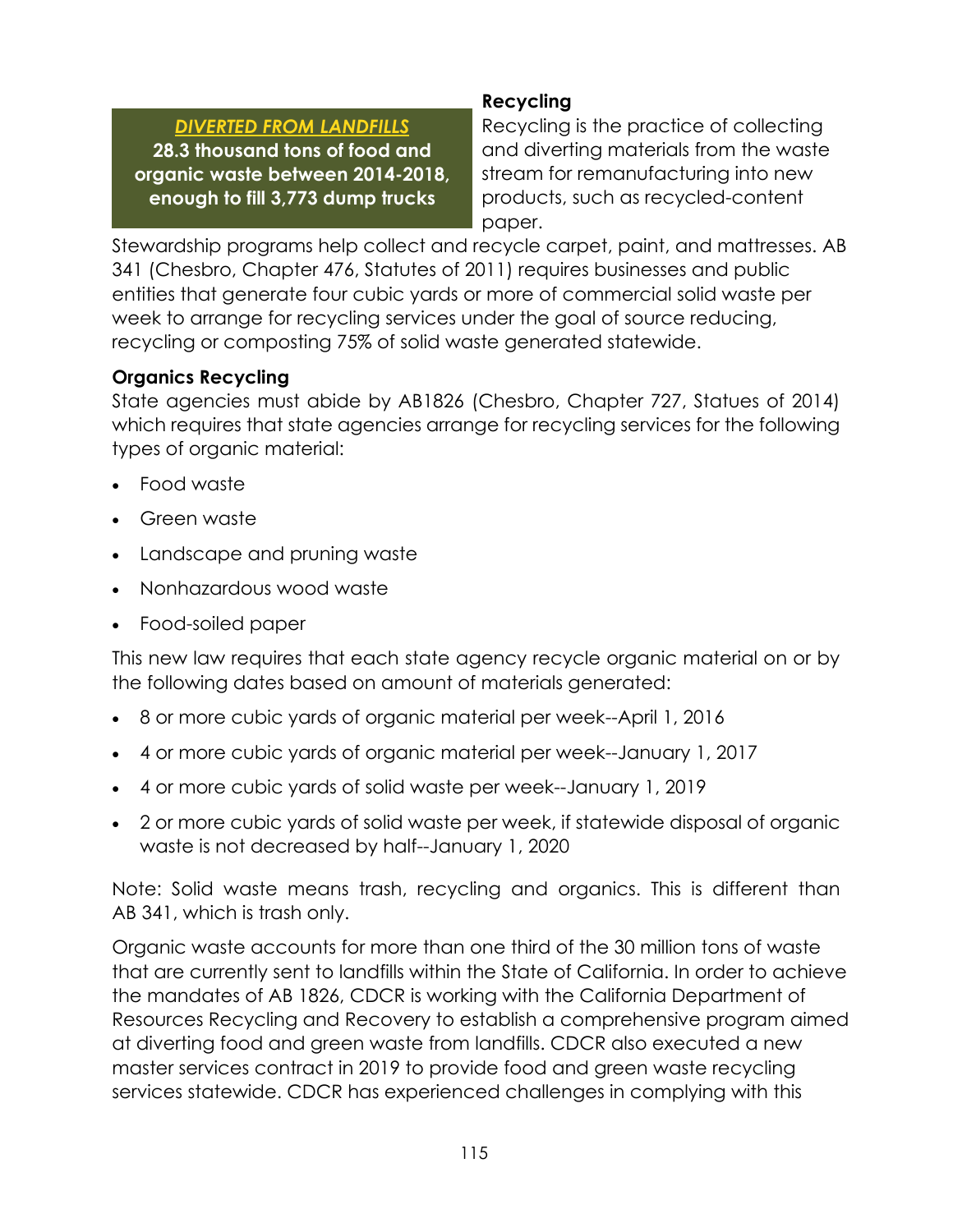**DIVERTED FROM LANDFILLS**
**28.3 thousand tons of food and organic waste between 2014-2018, enough to fill 3,773 dump trucks**

### Recycling

Recycling is the practice of collecting and diverting materials from the waste stream for remanufacturing into new products, such as recycled-content paper.

Stewardship programs help collect and recycle carpet, paint, and mattresses. AB 341 (Chesbro, Chapter 476, Statutes of 2011) requires businesses and public entities that generate four cubic yards or more of commercial solid waste per week to arrange for recycling services under the goal of source reducing, recycling or composting 75% of solid waste generated statewide.

### Organics Recycling

State agencies must abide by AB1826 (Chesbro, Chapter 727, Statues of 2014) which requires that state agencies arrange for recycling services for the following types of organic material:

- Food waste
- Green waste
- Landscape and pruning waste
- Nonhazardous wood waste
- Food-soiled paper

This new law requires that each state agency recycle organic material on or by the following dates based on amount of materials generated:

- 8 or more cubic yards of organic material per week--April 1, 2016
- 4 or more cubic yards of organic material per week--January 1, 2017
- 4 or more cubic yards of solid waste per week--January 1, 2019
- 2 or more cubic yards of solid waste per week, if statewide disposal of organic waste is not decreased by half--January 1, 2020

Note: Solid waste means trash, recycling and organics. This is different than AB 341, which is trash only.

Organic waste accounts for more than one third of the 30 million tons of waste that are currently sent to landfills within the State of California. In order to achieve the mandates of AB 1826, CDCR is working with the California Department of Resources Recycling and Recovery to establish a comprehensive program aimed at diverting food and green waste from landfills. CDCR also executed a new master services contract in 2019 to provide food and green waste recycling services statewide. CDCR has experienced challenges in complying with this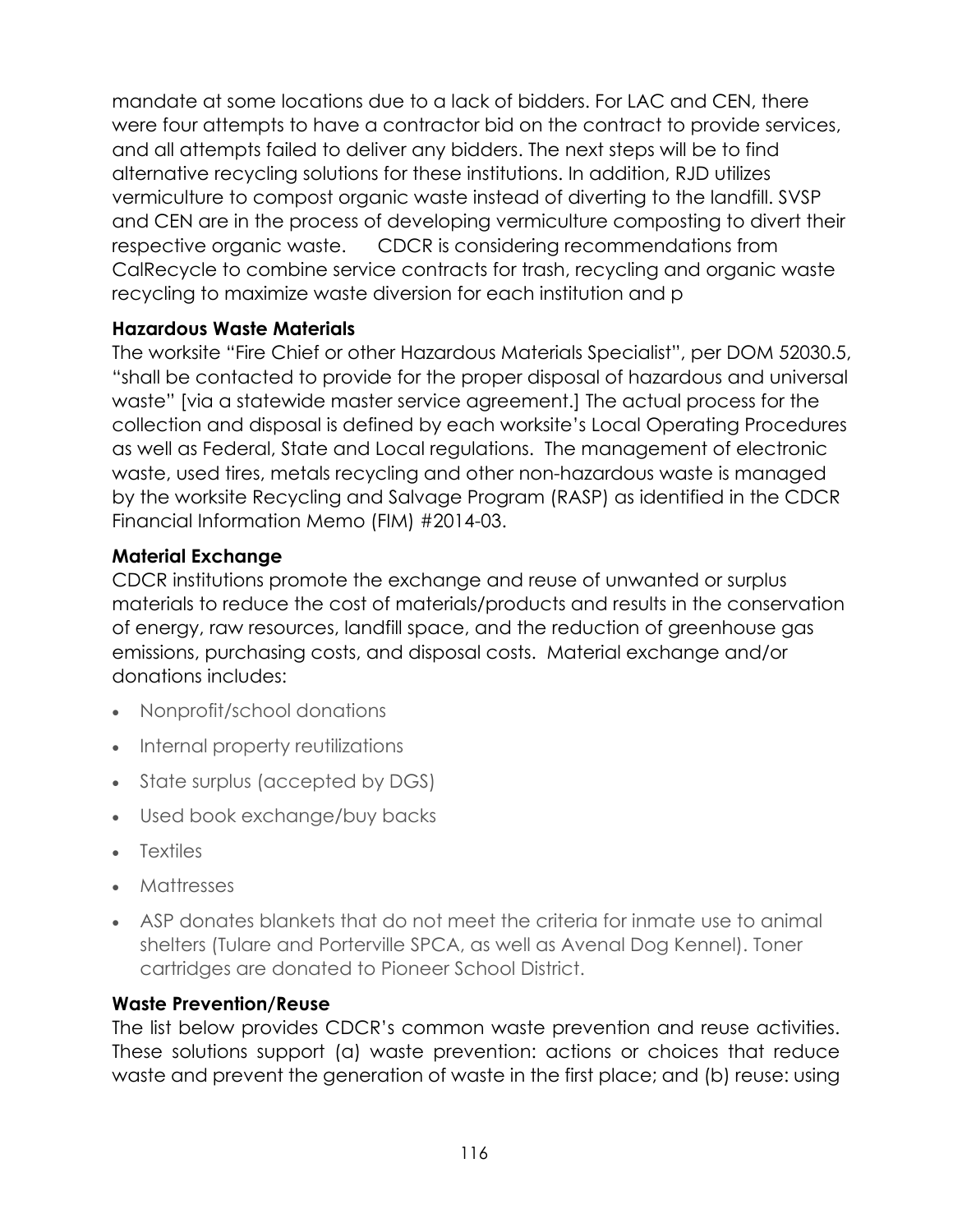mandate at some locations due to a lack of bidders. For LAC and CEN, there were four attempts to have a contractor bid on the contract to provide services, and all attempts failed to deliver any bidders. The next steps will be to find alternative recycling solutions for these institutions. In addition, RJD utilizes vermiculture to compost organic waste instead of diverting to the landfill. SVSP and CEN are in the process of developing vermiculture composting to divert their respective organic waste. CDCR is considering recommendations from CalRecycle to combine service contracts for trash, recycling and organic waste recycling to maximize waste diversion for each institution and p

**Hazardous Waste Materials**

The worksite "Fire Chief or other Hazardous Materials Specialist", per DOM 52030.5, "shall be contacted to provide for the proper disposal of hazardous and universal waste" [via a statewide master service agreement.] The actual process for the collection and disposal is defined by each worksite's Local Operating Procedures as well as Federal, State and Local regulations. The management of electronic waste, used tires, metals recycling and other non-hazardous waste is managed by the worksite Recycling and Salvage Program (RASP) as identified in the CDCR Financial Information Memo (FIM) #2014-03.

**Material Exchange**

CDCR institutions promote the exchange and reuse of unwanted or surplus materials to reduce the cost of materials/products and results in the conservation of energy, raw resources, landfill space, and the reduction of greenhouse gas emissions, purchasing costs, and disposal costs. Material exchange and/or donations includes:

- Nonprofit/school donations
- Internal property reutilizations
- State surplus (accepted by DGS)
- Used book exchange/buy backs
- Textiles
- Mattresses
- ASP donates blankets that do not meet the criteria for inmate use to animal shelters (Tulare and Porterville SPCA, as well as Avenal Dog Kennel). Toner cartridges are donated to Pioneer School District.

**Waste Prevention/Reuse**

The list below provides CDCR's common waste prevention and reuse activities. These solutions support (a) waste prevention: actions or choices that reduce waste and prevent the generation of waste in the first place; and (b) reuse: using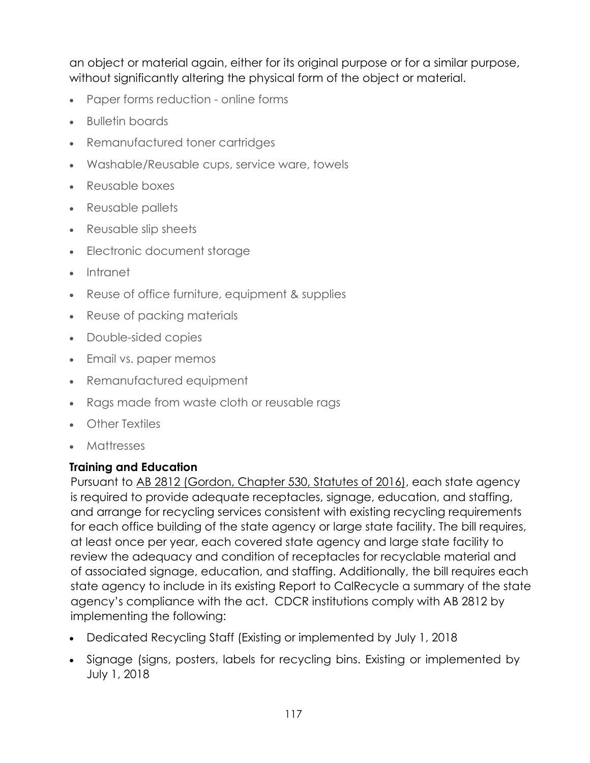an object or material again, either for its original purpose or for a similar purpose, without significantly altering the physical form of the object or material.

- Paper forms reduction - online forms
- Bulletin boards
- Remanufactured toner cartridges
- Washable/Reusable cups, service ware, towels
- Reusable boxes
- Reusable pallets
- Reusable slip sheets
- Electronic document storage
- Intranet
- Reuse of office furniture, equipment & supplies
- Reuse of packing materials
- Double-sided copies
- Email vs. paper memos
- Remanufactured equipment
- Rags made from waste cloth or reusable rags
- Other Textiles
- Mattresses

**Training and Education**

Pursuant to AB 2812 (Gordon, Chapter 530, Statutes of 2016), each state agency is required to provide adequate receptacles, signage, education, and staffing, and arrange for recycling services consistent with existing recycling requirements for each office building of the state agency or large state facility. The bill requires, at least once per year, each covered state agency and large state facility to review the adequacy and condition of receptacles for recyclable material and of associated signage, education, and staffing. Additionally, the bill requires each state agency to include in its existing Report to CalRecycle a summary of the state agency's compliance with the act. CDCR institutions comply with AB 2812 by implementing the following:

- Dedicated Recycling Staff (Existing or implemented by July 1, 2018
- Signage (signs, posters, labels for recycling bins. Existing or implemented by July 1, 2018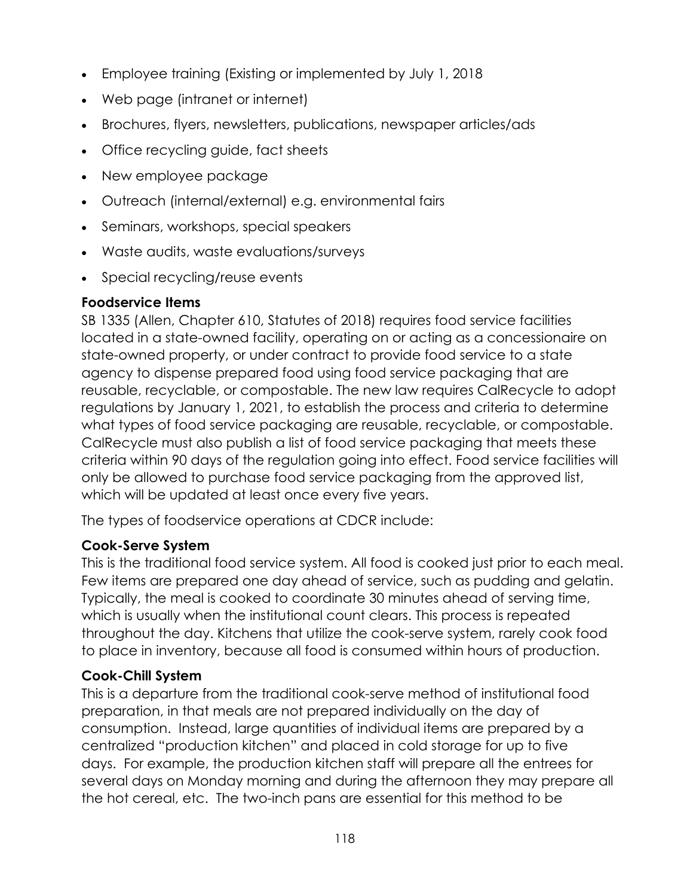- Employee training (Existing or implemented by July 1, 2018
- Web page (intranet or internet)
- Brochures, flyers, newsletters, publications, newspaper articles/ads
- Office recycling guide, fact sheets
- New employee package
- Outreach (internal/external) e.g. environmental fairs
- Seminars, workshops, special speakers
- Waste audits, waste evaluations/surveys
- Special recycling/reuse events

**Foodservice Items**

SB 1335 (Allen, Chapter 610, Statutes of 2018) requires food service facilities located in a state-owned facility, operating on or acting as a concessionaire on state-owned property, or under contract to provide food service to a state agency to dispense prepared food using food service packaging that are reusable, recyclable, or compostable. The new law requires CalRecycle to adopt regulations by January 1, 2021, to establish the process and criteria to determine what types of food service packaging are reusable, recyclable, or compostable. CalRecycle must also publish a list of food service packaging that meets these criteria within 90 days of the regulation going into effect. Food service facilities will only be allowed to purchase food service packaging from the approved list, which will be updated at least once every five years.

The types of foodservice operations at CDCR include:

**Cook-Serve System**

This is the traditional food service system. All food is cooked just prior to each meal. Few items are prepared one day ahead of service, such as pudding and gelatin. Typically, the meal is cooked to coordinate 30 minutes ahead of serving time, which is usually when the institutional count clears. This process is repeated throughout the day. Kitchens that utilize the cook-serve system, rarely cook food to place in inventory, because all food is consumed within hours of production.

**Cook-Chill System**

This is a departure from the traditional cook-serve method of institutional food preparation, in that meals are not prepared individually on the day of consumption. Instead, large quantities of individual items are prepared by a centralized "production kitchen" and placed in cold storage for up to five days. For example, the production kitchen staff will prepare all the entrees for several days on Monday morning and during the afternoon they may prepare all the hot cereal, etc. The two-inch pans are essential for this method to be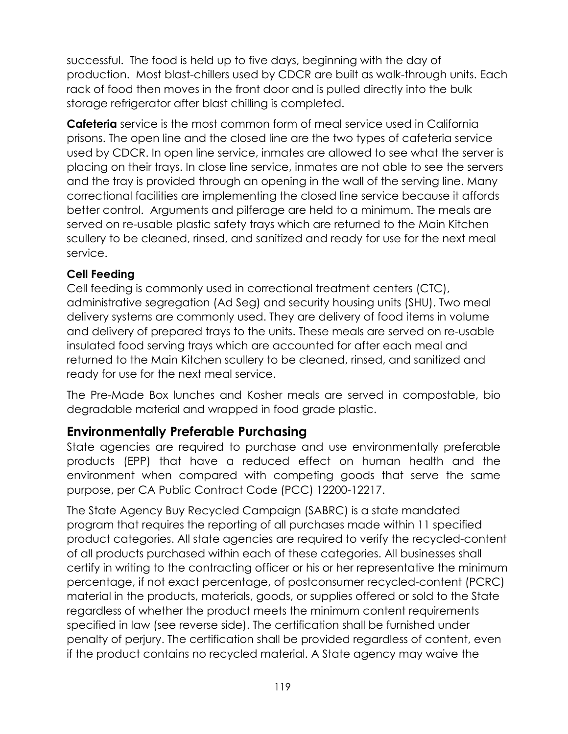successful. The food is held up to five days, beginning with the day of production. Most blast-chillers used by CDCR are built as walk-through units. Each rack of food then moves in the front door and is pulled directly into the bulk storage refrigerator after blast chilling is completed.

**Cafeteria** service is the most common form of meal service used in California prisons. The open line and the closed line are the two types of cafeteria service used by CDCR. In open line service, inmates are allowed to see what the server is placing on their trays. In close line service, inmates are not able to see the servers and the tray is provided through an opening in the wall of the serving line. Many correctional facilities are implementing the closed line service because it affords better control. Arguments and pilferage are held to a minimum. The meals are served on re-usable plastic safety trays which are returned to the Main Kitchen scullery to be cleaned, rinsed, and sanitized and ready for use for the next meal service.

**Cell Feeding**

Cell feeding is commonly used in correctional treatment centers (CTC), administrative segregation (Ad Seg) and security housing units (SHU). Two meal delivery systems are commonly used. They are delivery of food items in volume and delivery of prepared trays to the units. These meals are served on re-usable insulated food serving trays which are accounted for after each meal and returned to the Main Kitchen scullery to be cleaned, rinsed, and sanitized and ready for use for the next meal service.

The Pre-Made Box lunches and Kosher meals are served in compostable, bio degradable material and wrapped in food grade plastic.

## Environmentally Preferable Purchasing

State agencies are required to purchase and use environmentally preferable products (EPP) that have a reduced effect on human health and the environment when compared with competing goods that serve the same purpose, per CA Public Contract Code (PCC) 12200-12217.

The State Agency Buy Recycled Campaign (SABRC) is a state mandated program that requires the reporting of all purchases made within 11 specified product categories. All state agencies are required to verify the recycled-content of all products purchased within each of these categories. All businesses shall certify in writing to the contracting officer or his or her representative the minimum percentage, if not exact percentage, of postconsumer recycled-content (PCRC) material in the products, materials, goods, or supplies offered or sold to the State regardless of whether the product meets the minimum content requirements specified in law (see reverse side). The certification shall be furnished under penalty of perjury. The certification shall be provided regardless of content, even if the product contains no recycled material. A State agency may waive the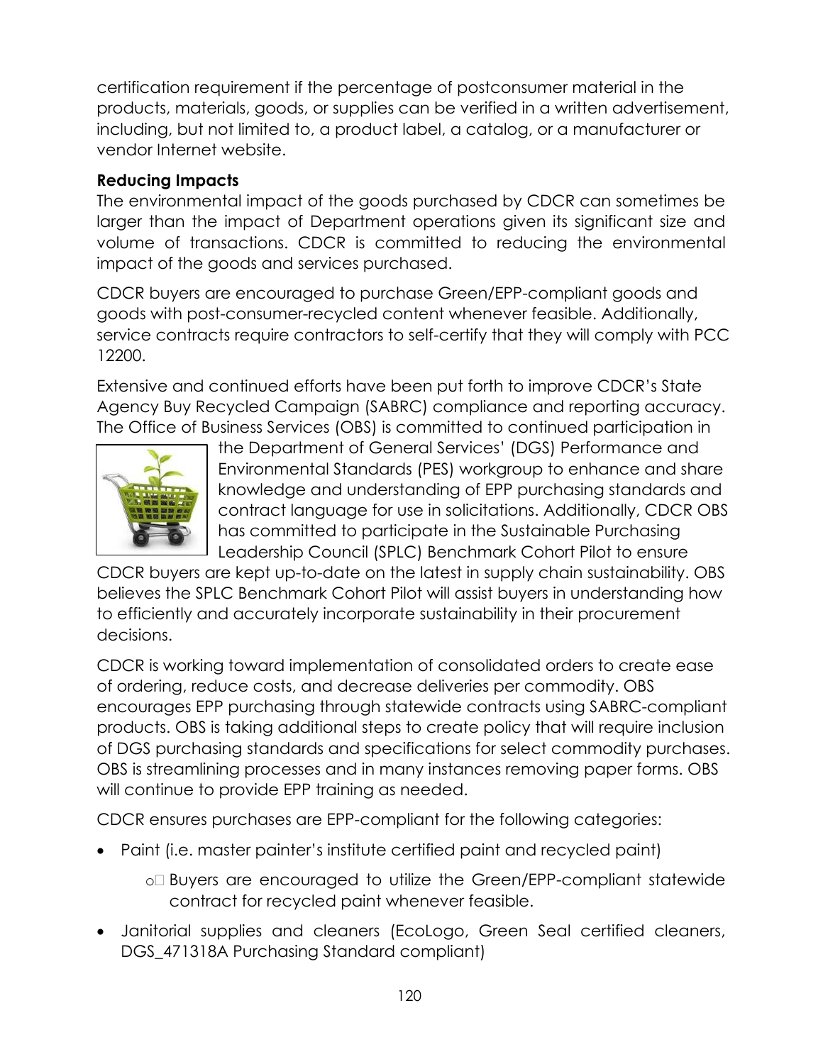certification requirement if the percentage of postconsumer material in the products, materials, goods, or supplies can be verified in a written advertisement, including, but not limited to, a product label, a catalog, or a manufacturer or vendor Internet website.

**Reducing Impacts**

The environmental impact of the goods purchased by CDCR can sometimes be larger than the impact of Department operations given its significant size and volume of transactions. CDCR is committed to reducing the environmental impact of the goods and services purchased.

CDCR buyers are encouraged to purchase Green/EPP-compliant goods and goods with post-consumer-recycled content whenever feasible. Additionally, service contracts require contractors to self-certify that they will comply with PCC 12200.

Extensive and continued efforts have been put forth to improve CDCR's State Agency Buy Recycled Campaign (SABRC) compliance and reporting accuracy. The Office of Business Services (OBS) is committed to continued participation in the Department of General Services' (DGS) Performance and Environmental Standards (PES) workgroup to enhance and share knowledge and understanding of EPP purchasing standards and contract language for use in solicitations. Additionally, CDCR OBS has committed to participate in the Sustainable Purchasing Leadership Council (SPLC) Benchmark Cohort Pilot to ensure CDCR buyers are kept up-to-date on the latest in supply chain sustainability. OBS believes the SPLC Benchmark Cohort Pilot will assist buyers in understanding how to efficiently and accurately incorporate sustainability in their procurement decisions.

CDCR is working toward implementation of consolidated orders to create ease of ordering, reduce costs, and decrease deliveries per commodity. OBS encourages EPP purchasing through statewide contracts using SABRC-compliant products. OBS is taking additional steps to create policy that will require inclusion of DGS purchasing standards and specifications for select commodity purchases. OBS is streamlining processes and in many instances removing paper forms. OBS will continue to provide EPP training as needed.

CDCR ensures purchases are EPP-compliant for the following categories:

- Paint (i.e. master painter's institute certified paint and recycled paint)
  - Buyers are encouraged to utilize the Green/EPP-compliant statewide contract for recycled paint whenever feasible.
- Janitorial supplies and cleaners (EcoLogo, Green Seal certified cleaners, DGS_471318A Purchasing Standard compliant)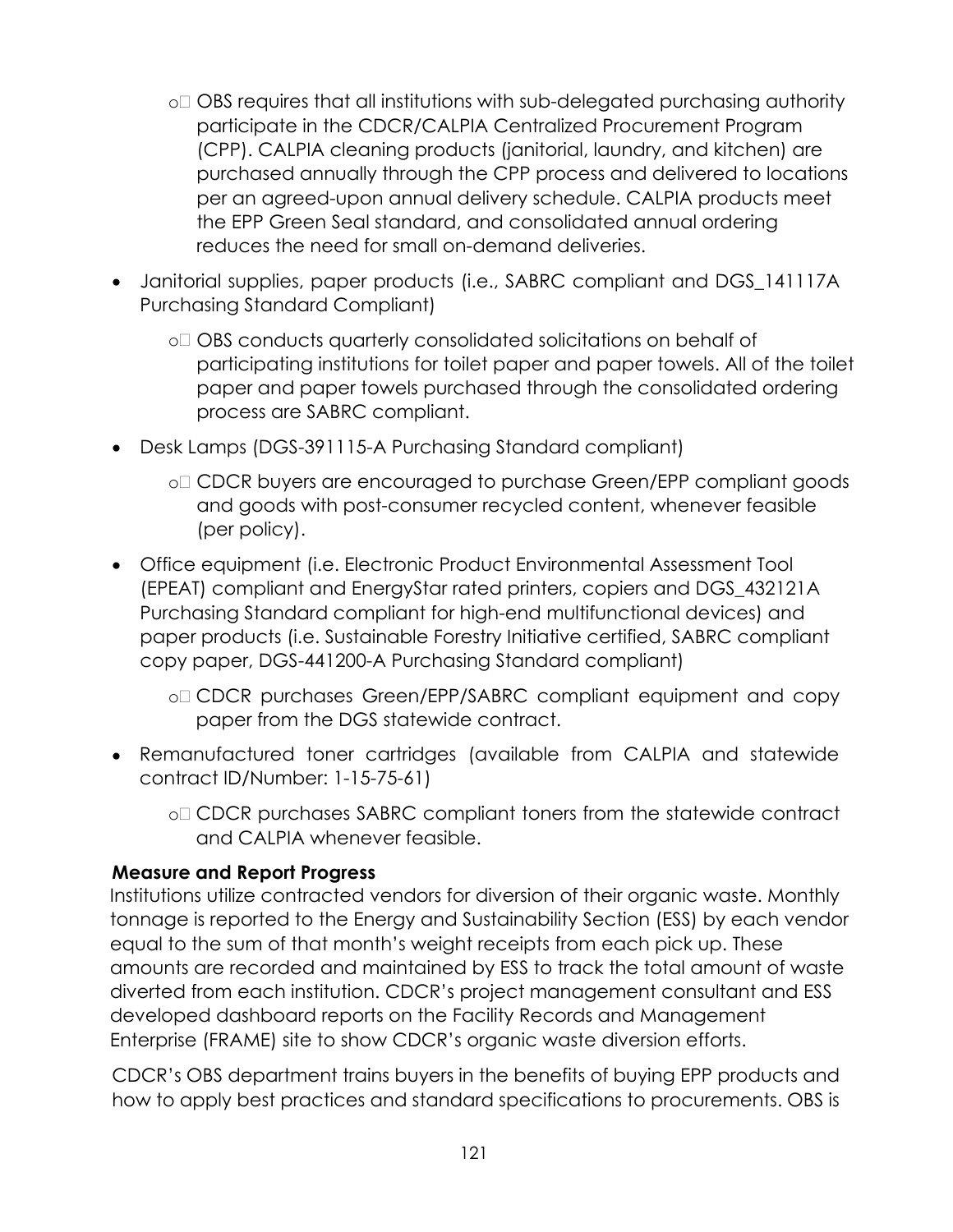- OBS requires that all institutions with sub-delegated purchasing authority participate in the CDCR/CALPIA Centralized Procurement Program (CPP). CALPIA cleaning products (janitorial, laundry, and kitchen) are purchased annually through the CPP process and delivered to locations per an agreed-upon annual delivery schedule. CALPIA products meet the EPP Green Seal standard, and consolidated annual ordering reduces the need for small on-demand deliveries.

- Janitorial supplies, paper products (i.e., SABRC compliant and DGS_141117A Purchasing Standard Compliant)
  - OBS conducts quarterly consolidated solicitations on behalf of participating institutions for toilet paper and paper towels. All of the toilet paper and paper towels purchased through the consolidated ordering process are SABRC compliant.
- Desk Lamps (DGS-391115-A Purchasing Standard compliant)
  - CDCR buyers are encouraged to purchase Green/EPP compliant goods and goods with post-consumer recycled content, whenever feasible (per policy).
- Office equipment (i.e. Electronic Product Environmental Assessment Tool (EPEAT) compliant and EnergyStar rated printers, copiers and DGS_432121A Purchasing Standard compliant for high-end multifunctional devices) and paper products (i.e. Sustainable Forestry Initiative certified, SABRC compliant copy paper, DGS-441200-A Purchasing Standard compliant)
  - CDCR purchases Green/EPP/SABRC compliant equipment and copy paper from the DGS statewide contract.
- Remanufactured toner cartridges (available from CALPIA and statewide contract ID/Number: 1-15-75-61)
  - CDCR purchases SABRC compliant toners from the statewide contract and CALPIA whenever feasible.

**Measure and Report Progress**

Institutions utilize contracted vendors for diversion of their organic waste. Monthly tonnage is reported to the Energy and Sustainability Section (ESS) by each vendor equal to the sum of that month's weight receipts from each pick up. These amounts are recorded and maintained by ESS to track the total amount of waste diverted from each institution. CDCR's project management consultant and ESS developed dashboard reports on the Facility Records and Management Enterprise (FRAME) site to show CDCR's organic waste diversion efforts.

CDCR's OBS department trains buyers in the benefits of buying EPP products and how to apply best practices and standard specifications to procurements. OBS is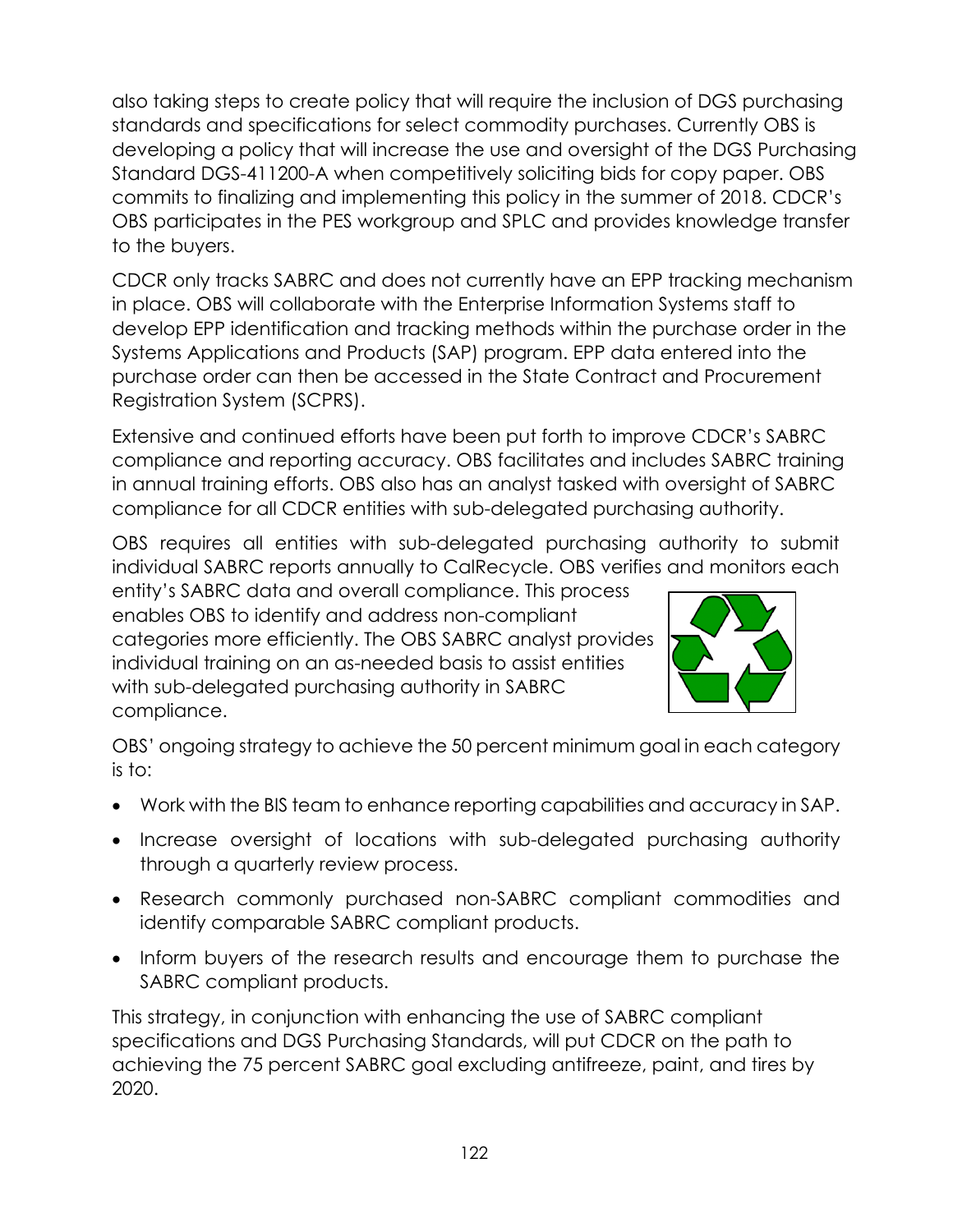also taking steps to create policy that will require the inclusion of DGS purchasing standards and specifications for select commodity purchases. Currently OBS is developing a policy that will increase the use and oversight of the DGS Purchasing Standard DGS-411200-A when competitively soliciting bids for copy paper. OBS commits to finalizing and implementing this policy in the summer of 2018. CDCR's OBS participates in the PES workgroup and SPLC and provides knowledge transfer to the buyers.

CDCR only tracks SABRC and does not currently have an EPP tracking mechanism in place. OBS will collaborate with the Enterprise Information Systems staff to develop EPP identification and tracking methods within the purchase order in the Systems Applications and Products (SAP) program. EPP data entered into the purchase order can then be accessed in the State Contract and Procurement Registration System (SCPRS).

Extensive and continued efforts have been put forth to improve CDCR's SABRC compliance and reporting accuracy. OBS facilitates and includes SABRC training in annual training efforts. OBS also has an analyst tasked with oversight of SABRC compliance for all CDCR entities with sub-delegated purchasing authority.

OBS requires all entities with sub-delegated purchasing authority to submit individual SABRC reports annually to CalRecycle. OBS verifies and monitors each entity's SABRC data and overall compliance. This process enables OBS to identify and address non-compliant categories more efficiently. The OBS SABRC analyst provides individual training on an as-needed basis to assist entities with sub-delegated purchasing authority in SABRC compliance.

OBS' ongoing strategy to achieve the 50 percent minimum goal in each category is to:

- Work with the BIS team to enhance reporting capabilities and accuracy in SAP.
- Increase oversight of locations with sub-delegated purchasing authority through a quarterly review process.
- Research commonly purchased non-SABRC compliant commodities and identify comparable SABRC compliant products.
- Inform buyers of the research results and encourage them to purchase the SABRC compliant products.

This strategy, in conjunction with enhancing the use of SABRC compliant specifications and DGS Purchasing Standards, will put CDCR on the path to achieving the 75 percent SABRC goal excluding antifreeze, paint, and tires by 2020.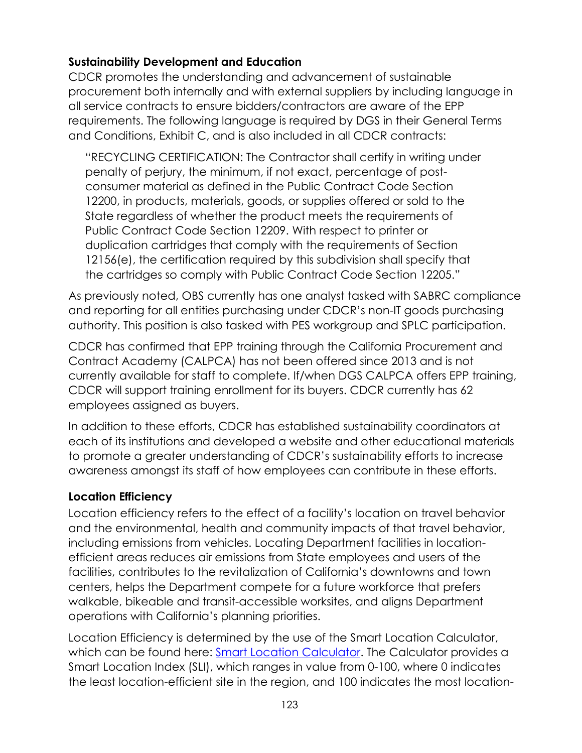**Sustainability Development and Education**

CDCR promotes the understanding and advancement of sustainable procurement both internally and with external suppliers by including language in all service contracts to ensure bidders/contractors are aware of the EPP requirements. The following language is required by DGS in their General Terms and Conditions, Exhibit C, and is also included in all CDCR contracts:

> "RECYCLING CERTIFICATION: The Contractor shall certify in writing under penalty of perjury, the minimum, if not exact, percentage of post-consumer material as defined in the Public Contract Code Section 12200, in products, materials, goods, or supplies offered or sold to the State regardless of whether the product meets the requirements of Public Contract Code Section 12209. With respect to printer or duplication cartridges that comply with the requirements of Section 12156(e), the certification required by this subdivision shall specify that the cartridges so comply with Public Contract Code Section 12205."

As previously noted, OBS currently has one analyst tasked with SABRC compliance and reporting for all entities purchasing under CDCR's non-IT goods purchasing authority. This position is also tasked with PES workgroup and SPLC participation.

CDCR has confirmed that EPP training through the California Procurement and Contract Academy (CALPCA) has not been offered since 2013 and is not currently available for staff to complete. If/when DGS CALPCA offers EPP training, CDCR will support training enrollment for its buyers. CDCR currently has 62 employees assigned as buyers.

In addition to these efforts, CDCR has established sustainability coordinators at each of its institutions and developed a website and other educational materials to promote a greater understanding of CDCR's sustainability efforts to increase awareness amongst its staff of how employees can contribute in these efforts.

**Location Efficiency**

Location efficiency refers to the effect of a facility's location on travel behavior and the environmental, health and community impacts of that travel behavior, including emissions from vehicles. Locating Department facilities in location-efficient areas reduces air emissions from State employees and users of the facilities, contributes to the revitalization of California's downtowns and town centers, helps the Department compete for a future workforce that prefers walkable, bikeable and transit-accessible worksites, and aligns Department operations with California's planning priorities.

Location Efficiency is determined by the use of the Smart Location Calculator, which can be found here: Smart Location Calculator. The Calculator provides a Smart Location Index (SLI), which ranges in value from 0-100, where 0 indicates the least location-efficient site in the region, and 100 indicates the most location-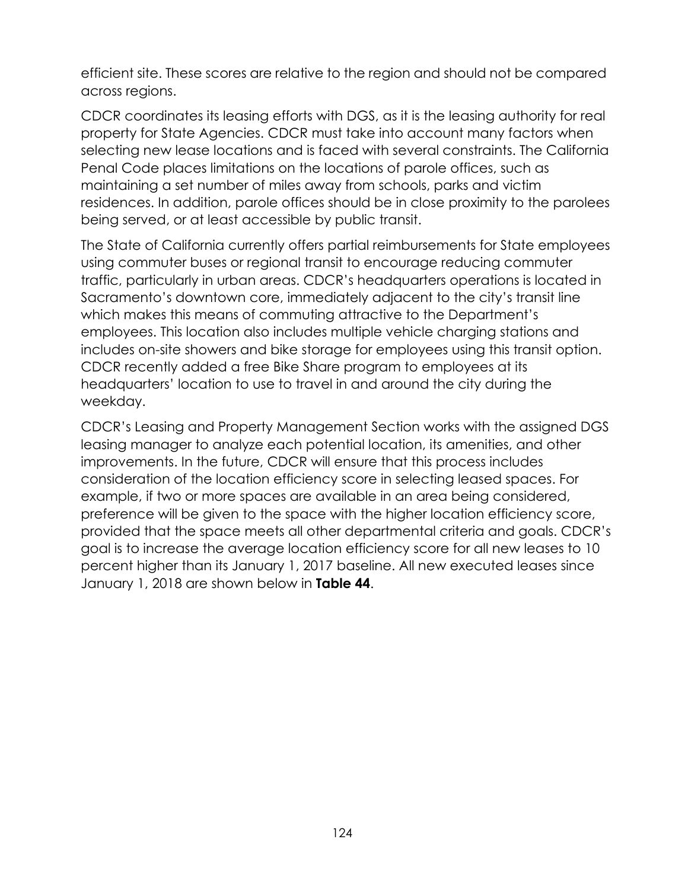efficient site. These scores are relative to the region and should not be compared across regions.

CDCR coordinates its leasing efforts with DGS, as it is the leasing authority for real property for State Agencies. CDCR must take into account many factors when selecting new lease locations and is faced with several constraints. The California Penal Code places limitations on the locations of parole offices, such as maintaining a set number of miles away from schools, parks and victim residences. In addition, parole offices should be in close proximity to the parolees being served, or at least accessible by public transit.

The State of California currently offers partial reimbursements for State employees using commuter buses or regional transit to encourage reducing commuter traffic, particularly in urban areas. CDCR's headquarters operations is located in Sacramento's downtown core, immediately adjacent to the city's transit line which makes this means of commuting attractive to the Department's employees. This location also includes multiple vehicle charging stations and includes on-site showers and bike storage for employees using this transit option. CDCR recently added a free Bike Share program to employees at its headquarters' location to use to travel in and around the city during the weekday.

CDCR's Leasing and Property Management Section works with the assigned DGS leasing manager to analyze each potential location, its amenities, and other improvements. In the future, CDCR will ensure that this process includes consideration of the location efficiency score in selecting leased spaces. For example, if two or more spaces are available in an area being considered, preference will be given to the space with the higher location efficiency score, provided that the space meets all other departmental criteria and goals. CDCR's goal is to increase the average location efficiency score for all new leases to 10 percent higher than its January 1, 2017 baseline. All new executed leases since January 1, 2018 are shown below in **Table 44**.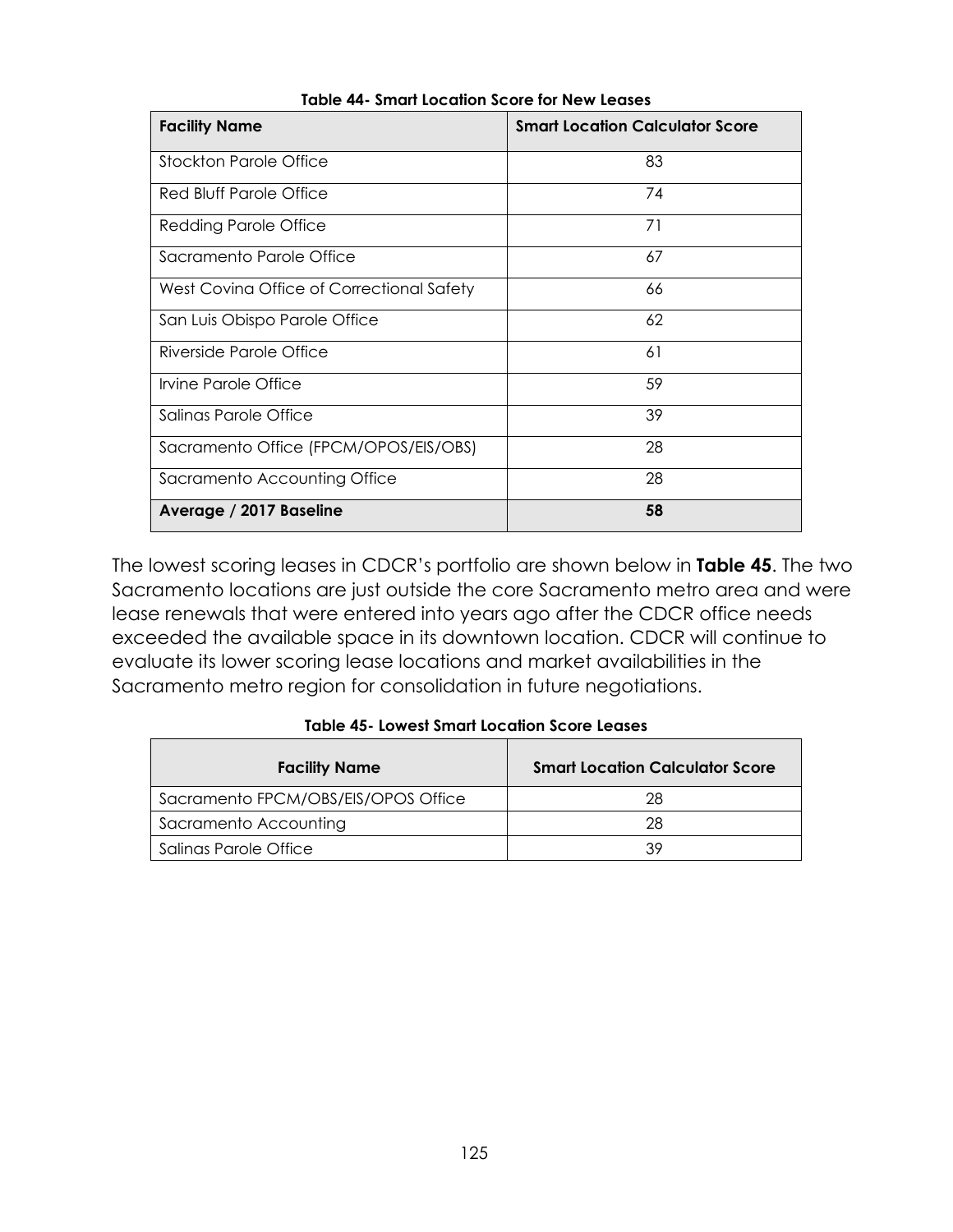**Table 44- Smart Location Score for New Leases**

| Facility Name | Smart Location Calculator Score |
|---|---|
| Stockton Parole Office | 83 |
| Red Bluff Parole Office | 74 |
| Redding Parole Office | 71 |
| Sacramento Parole Office | 67 |
| West Covina Office of Correctional Safety | 66 |
| San Luis Obispo Parole Office | 62 |
| Riverside Parole Office | 61 |
| Irvine Parole Office | 59 |
| Salinas Parole Office | 39 |
| Sacramento Office (FPCM/OPOS/EIS/OBS) | 28 |
| Sacramento Accounting Office | 28 |
| **Average / 2017 Baseline** | **58** |

The lowest scoring leases in CDCR's portfolio are shown below in **Table 45**. The two Sacramento locations are just outside the core Sacramento metro area and were lease renewals that were entered into years ago after the CDCR office needs exceeded the available space in its downtown location. CDCR will continue to evaluate its lower scoring lease locations and market availabilities in the Sacramento metro region for consolidation in future negotiations.

**Table 45- Lowest Smart Location Score Leases**

| Facility Name | Smart Location Calculator Score |
|---|---|
| Sacramento FPCM/OBS/EIS/OPOS Office | 28 |
| Sacramento Accounting | 28 |
| Salinas Parole Office | 39 |